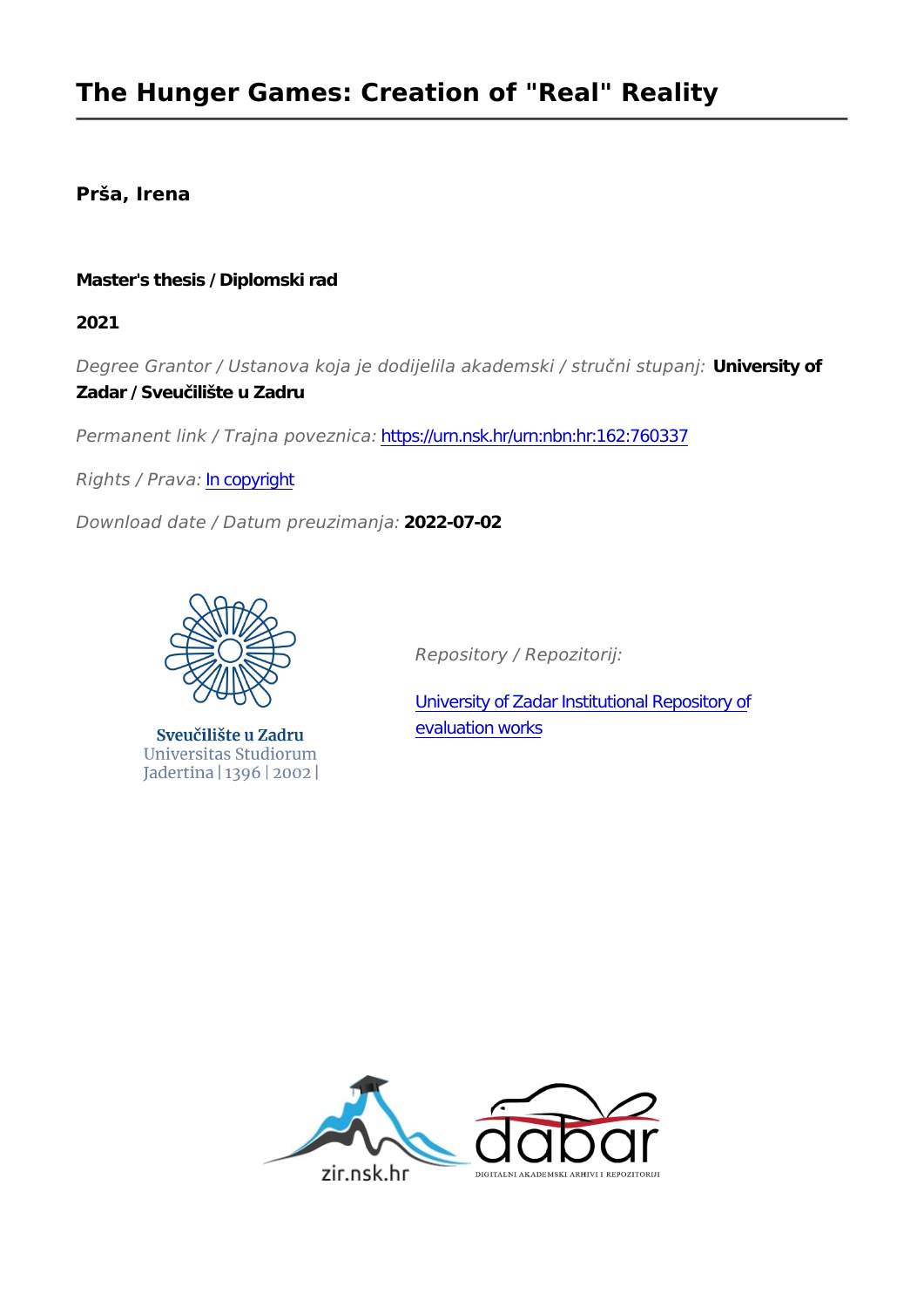# The Hunger Games: Creation of "Real" Reality

**Prša, Irena**

**Master's thesis / Diplomski rad**

**2021**

*Degree Grantor / Ustanova koja je dodijelila akademski / stručni stupanj:* **University of Zadar / Sveučilište u Zadru**

*Permanent link / Trajna poveznica:* https://urn.nsk.hr/urn:nbn:hr:162:760337

*Rights / Prava:* In copyright

*Download date / Datum preuzimanja:* **2022-07-02**

Sveučilište u Zadru
Universitas Studiorum
Jadertina | 1396 | 2002 |

*Repository / Repozitorij:*

University of Zadar Institutional Repository of evaluation works

zir.nsk.hr

dabar
DIGITALNI AKADEMSKI ARHIVI I REPOZITORIJI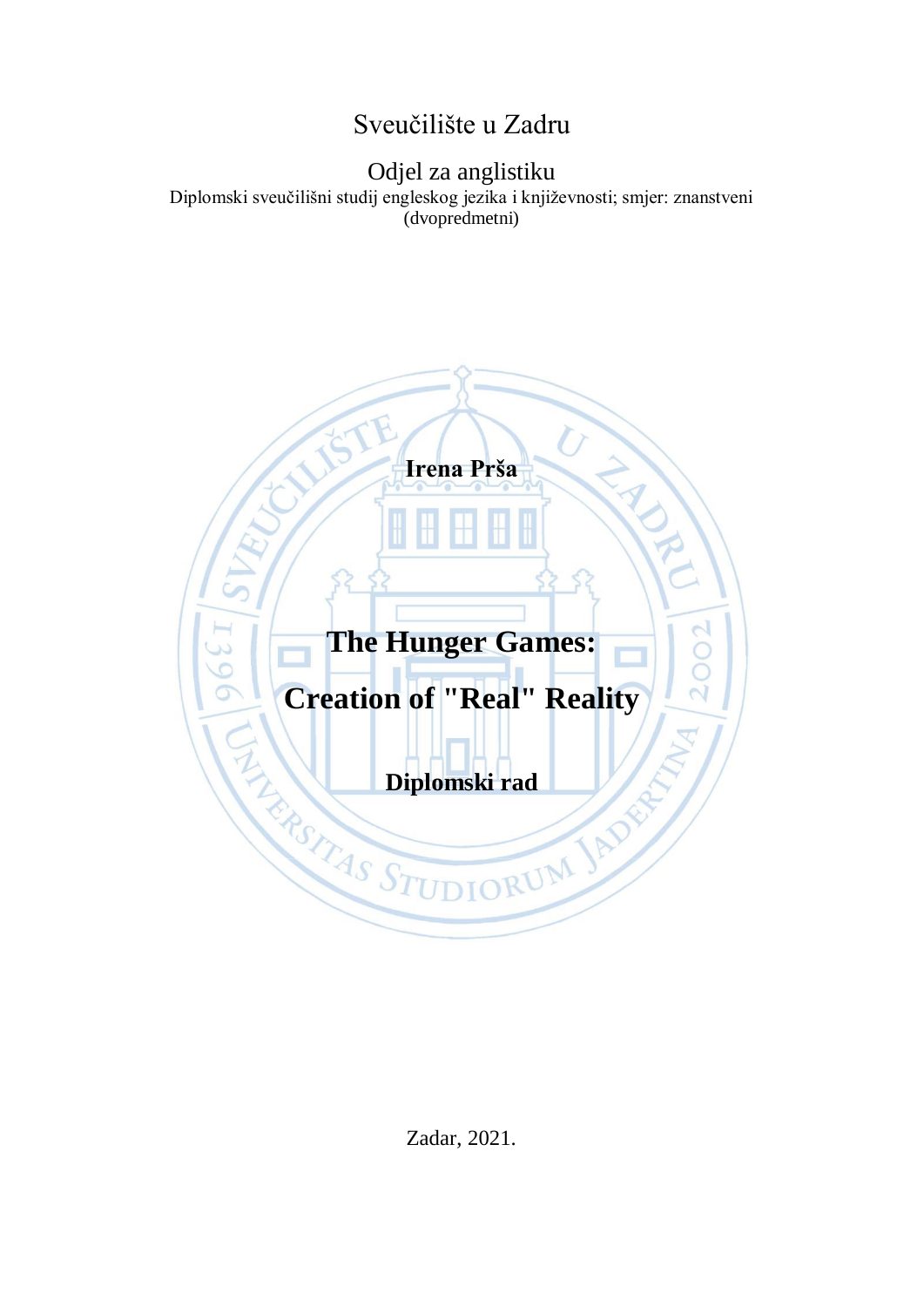Sveučilište u Zadru

Odjel za anglistiku

Diplomski sveučilišni studij engleskog jezika i književnosti; smjer: znanstveni (dvopredmetni)

**Irena Prša**

# The Hunger Games: Creation of "Real" Reality

**Diplomski rad**

Zadar, 2021.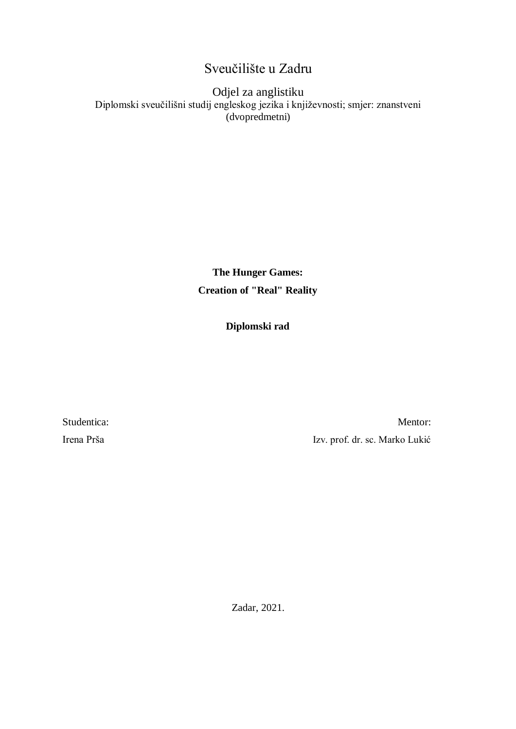Sveučilište u Zadru

Odjel za anglistiku

Diplomski sveučilišni studij engleskog jezika i književnosti; smjer: znanstveni (dvopredmetni)

**The Hunger Games:**

**Creation of "Real" Reality**

**Diplomski rad**

Studentica:

Irena Prša

Mentor:

Izv. prof. dr. sc. Marko Lukić

Zadar, 2021.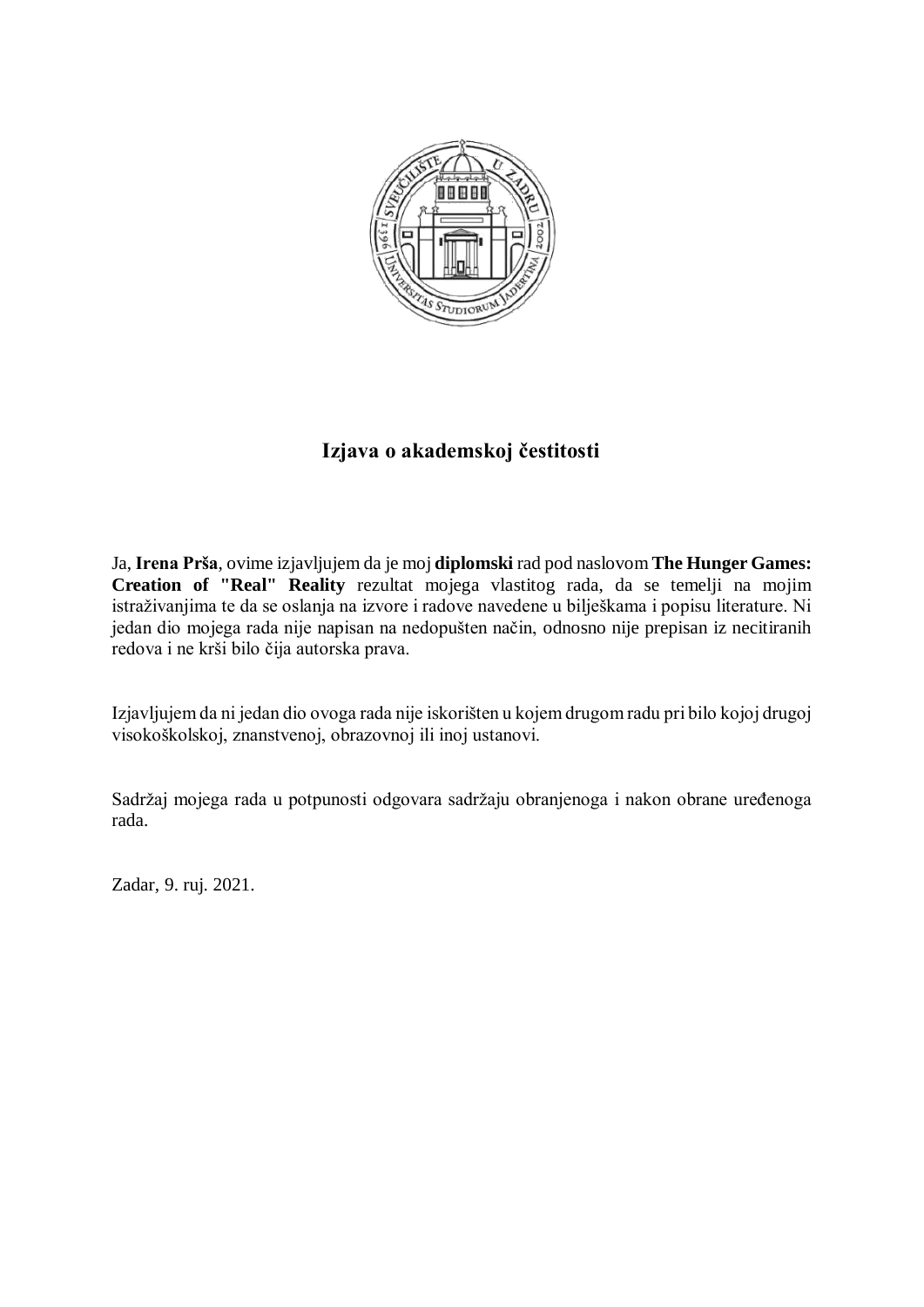## Izjava o akademskoj čestitosti

Ja, **Irena Prša**, ovime izjavljujem da je moj **diplomski** rad pod naslovom **The Hunger Games: Creation of "Real" Reality** rezultat mojega vlastitog rada, da se temelji na mojim istraživanjima te da se oslanja na izvore i radove navedene u bilješkama i popisu literature. Ni jedan dio mojega rada nije napisan na nedopušten način, odnosno nije prepisan iz necitiranih redova i ne krši bilo čija autorska prava.

Izjavljujem da ni jedan dio ovoga rada nije iskorišten u kojem drugom radu pri bilo kojoj drugoj visokoškolskoj, znanstvenoj, obrazovnoj ili inoj ustanovi.

Sadržaj mojega rada u potpunosti odgovara sadržaju obranjenoga i nakon obrane uređenoga rada.

Zadar, 9. ruj. 2021.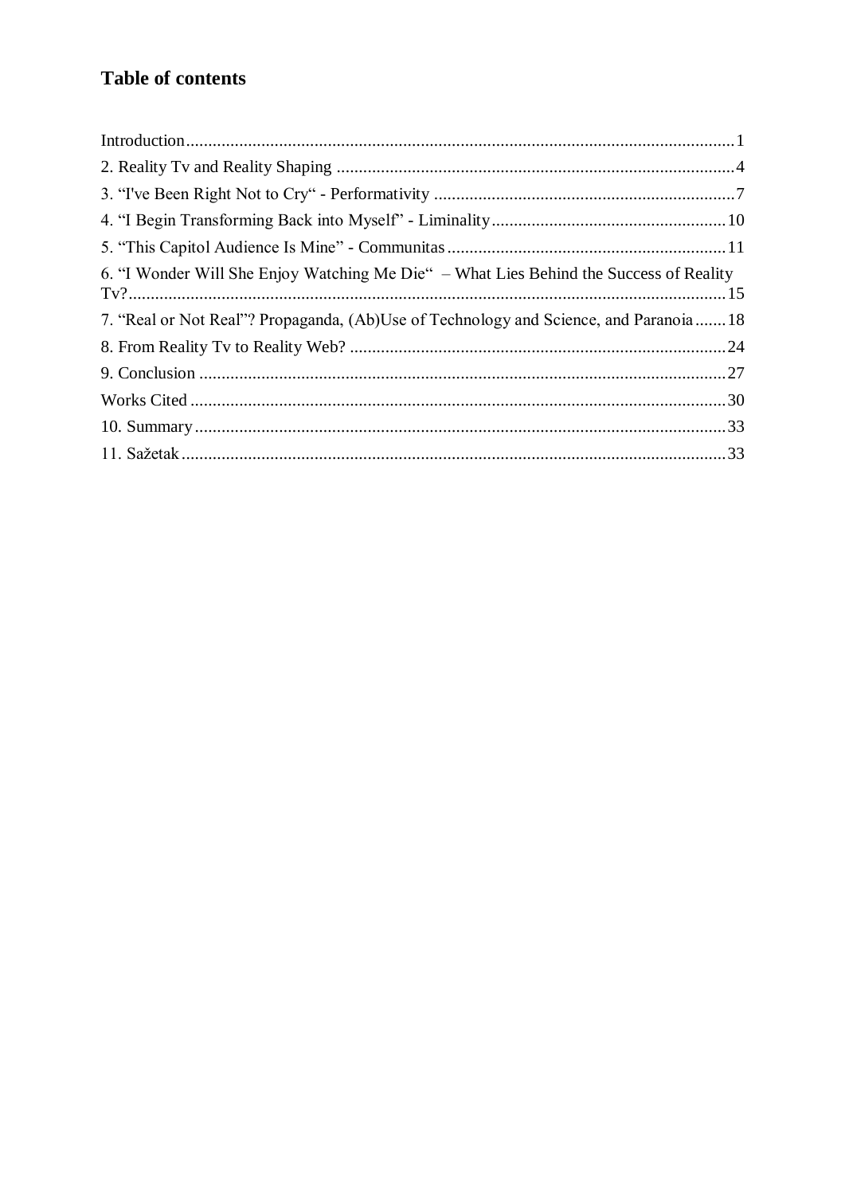# Table of contents

Introduction .......................................................................................................... 1
2. Reality Tv and Reality Shaping ............................................................................ 4
3. “I've Been Right Not to Cry“ - Performativity ...................................................... 7
4. “I Begin Transforming Back into Myself” - Liminality ........................................ 10
5. “This Capitol Audience Is Mine” - Communitas .................................................. 11
6. “I Wonder Will She Enjoy Watching Me Die“ – What Lies Behind the Success of Reality Tv? .......................................................................................................... 15
7. “Real or Not Real”? Propaganda, (Ab)Use of Technology and Science, and Paranoia ....... 18
8. From Reality Tv to Reality Web? ........................................................................ 24
9. Conclusion .......................................................................................................... 27
Works Cited ............................................................................................................ 30
10. Summary ........................................................................................................... 33
11. Sažetak .............................................................................................................. 33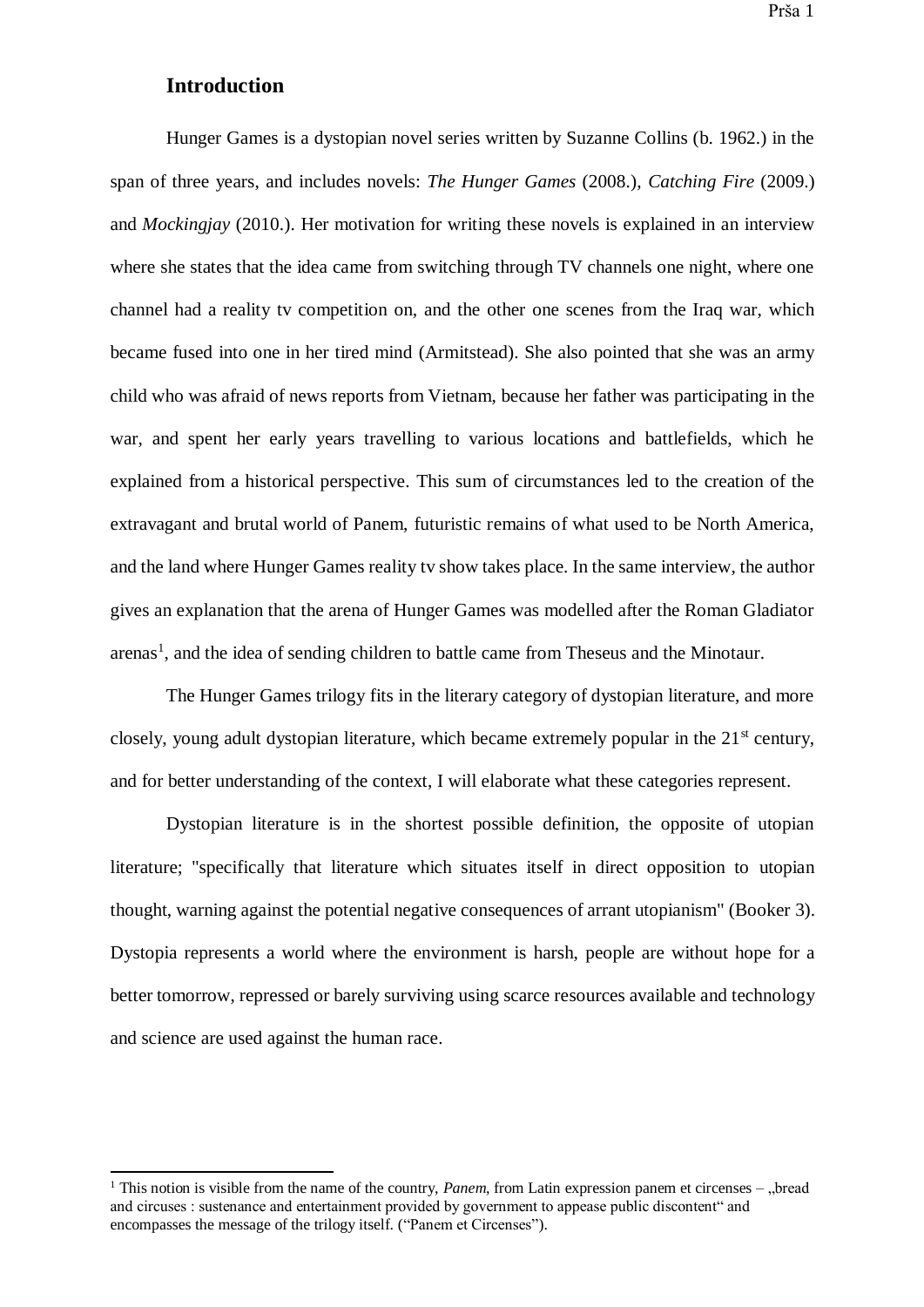## Introduction

Hunger Games is a dystopian novel series written by Suzanne Collins (b. 1962.) in the span of three years, and includes novels: *The Hunger Games* (2008.), *Catching Fire* (2009.) and *Mockingjay* (2010.). Her motivation for writing these novels is explained in an interview where she states that the idea came from switching through TV channels one night, where one channel had a reality tv competition on, and the other one scenes from the Iraq war, which became fused into one in her tired mind (Armitstead). She also pointed that she was an army child who was afraid of news reports from Vietnam, because her father was participating in the war, and spent her early years travelling to various locations and battlefields, which he explained from a historical perspective. This sum of circumstances led to the creation of the extravagant and brutal world of Panem, futuristic remains of what used to be North America, and the land where Hunger Games reality tv show takes place. In the same interview, the author gives an explanation that the arena of Hunger Games was modelled after the Roman Gladiator arenas[1], and the idea of sending children to battle came from Theseus and the Minotaur.

The Hunger Games trilogy fits in the literary category of dystopian literature, and more closely, young adult dystopian literature, which became extremely popular in the 21st century, and for better understanding of the context, I will elaborate what these categories represent.

Dystopian literature is in the shortest possible definition, the opposite of utopian literature; "specifically that literature which situates itself in direct opposition to utopian thought, warning against the potential negative consequences of arrant utopianism" (Booker 3). Dystopia represents a world where the environment is harsh, people are without hope for a better tomorrow, repressed or barely surviving using scarce resources available and technology and science are used against the human race.

---

[1] This notion is visible from the name of the country, *Panem*, from Latin expression panem et circenses – „bread and circuses : sustenance and entertainment provided by government to appease public discontent" and encompasses the message of the trilogy itself. ("Panem et Circenses").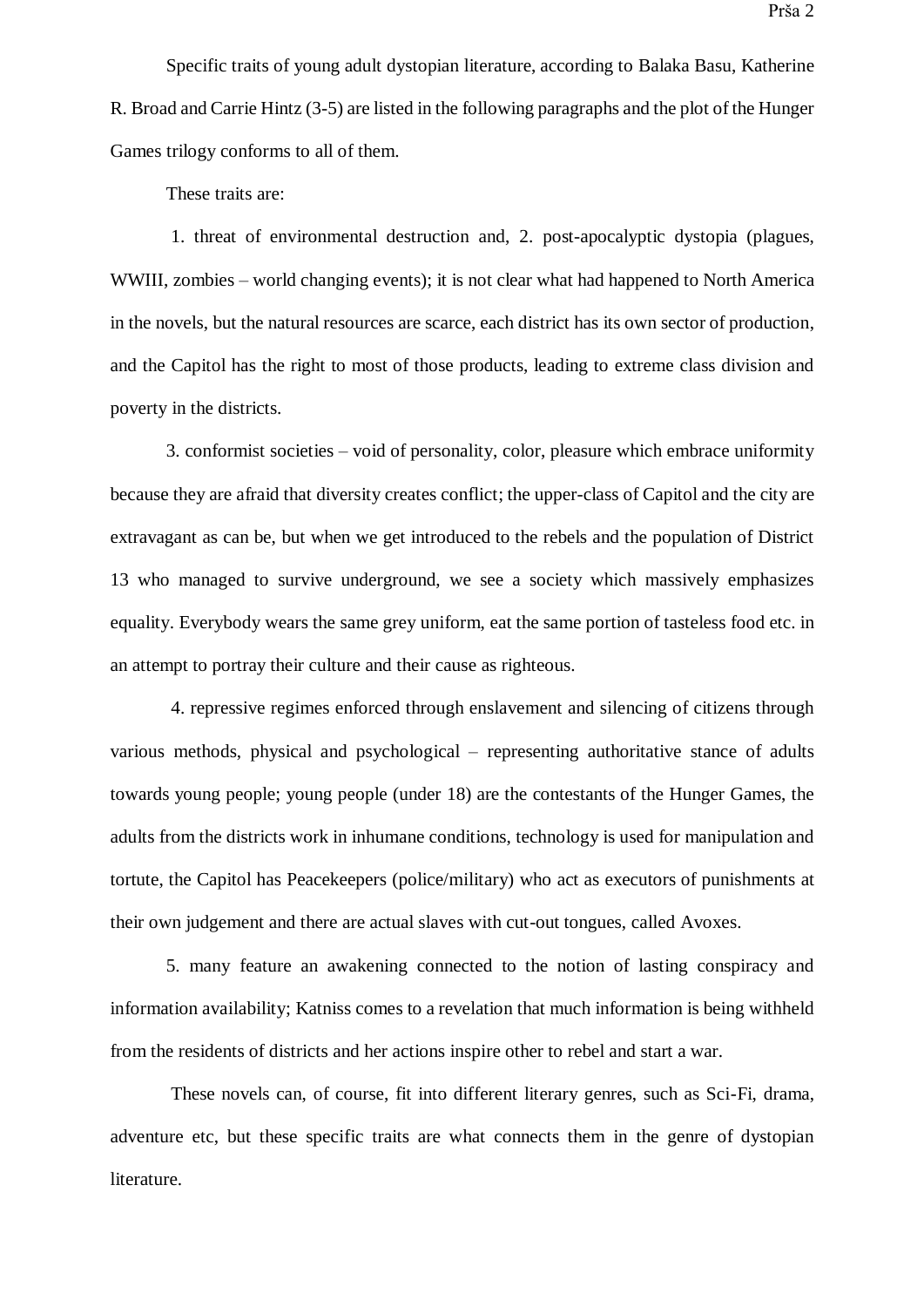Specific traits of young adult dystopian literature, according to Balaka Basu, Katherine R. Broad and Carrie Hintz (3-5) are listed in the following paragraphs and the plot of the Hunger Games trilogy conforms to all of them.

These traits are:

1. threat of environmental destruction and, 2. post-apocalyptic dystopia (plagues, WWIII, zombies – world changing events); it is not clear what had happened to North America in the novels, but the natural resources are scarce, each district has its own sector of production, and the Capitol has the right to most of those products, leading to extreme class division and poverty in the districts.

3. conformist societies – void of personality, color, pleasure which embrace uniformity because they are afraid that diversity creates conflict; the upper-class of Capitol and the city are extravagant as can be, but when we get introduced to the rebels and the population of District 13 who managed to survive underground, we see a society which massively emphasizes equality. Everybody wears the same grey uniform, eat the same portion of tasteless food etc. in an attempt to portray their culture and their cause as righteous.

4. repressive regimes enforced through enslavement and silencing of citizens through various methods, physical and psychological – representing authoritative stance of adults towards young people; young people (under 18) are the contestants of the Hunger Games, the adults from the districts work in inhumane conditions, technology is used for manipulation and tortute, the Capitol has Peacekeepers (police/military) who act as executors of punishments at their own judgement and there are actual slaves with cut-out tongues, called Avoxes.

5. many feature an awakening connected to the notion of lasting conspiracy and information availability; Katniss comes to a revelation that much information is being withheld from the residents of districts and her actions inspire other to rebel and start a war.

These novels can, of course, fit into different literary genres, such as Sci-Fi, drama, adventure etc, but these specific traits are what connects them in the genre of dystopian literature.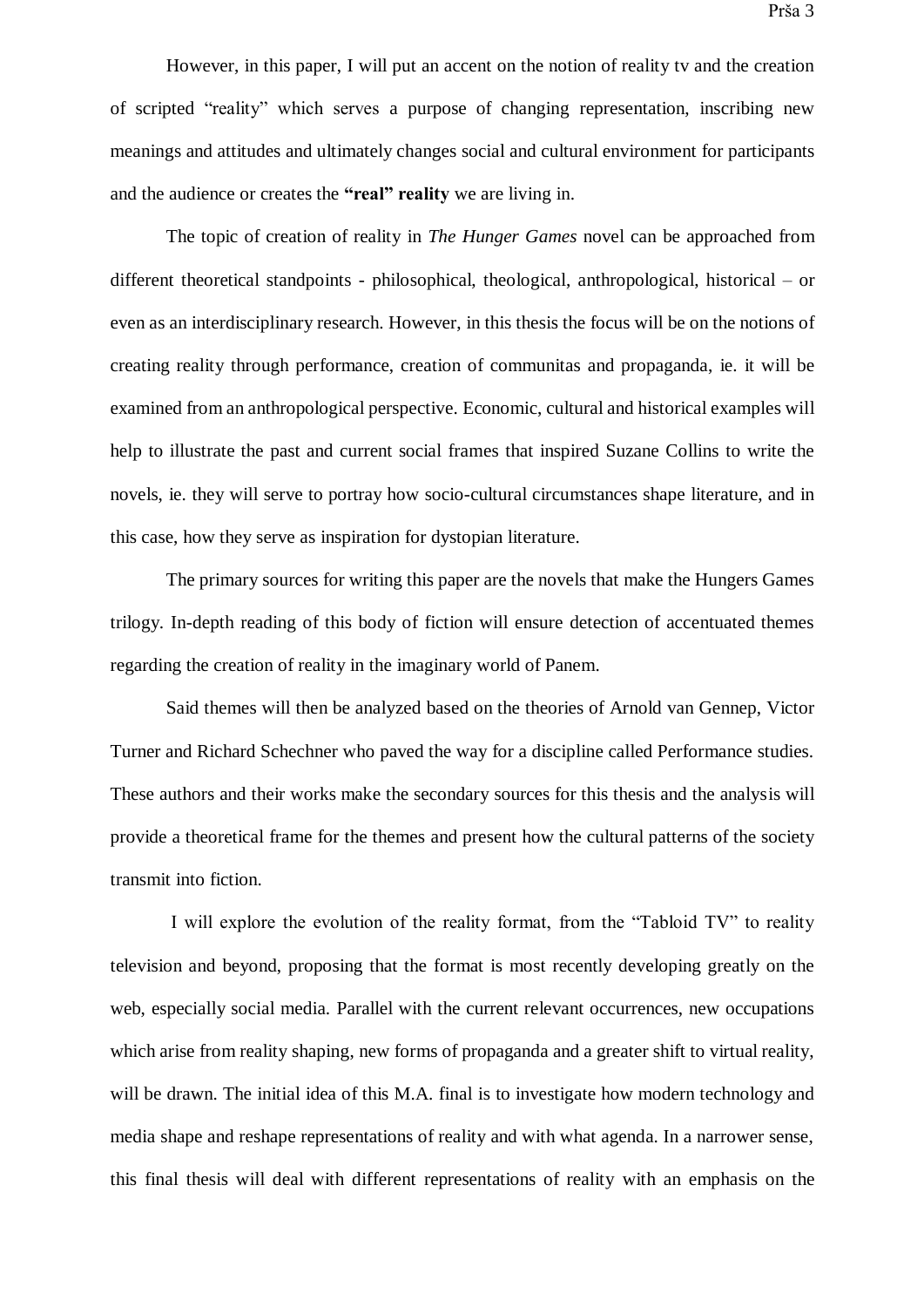However, in this paper, I will put an accent on the notion of reality tv and the creation of scripted "reality" which serves a purpose of changing representation, inscribing new meanings and attitudes and ultimately changes social and cultural environment for participants and the audience or creates the **"real" reality** we are living in.

The topic of creation of reality in *The Hunger Games* novel can be approached from different theoretical standpoints - philosophical, theological, anthropological, historical – or even as an interdisciplinary research. However, in this thesis the focus will be on the notions of creating reality through performance, creation of communitas and propaganda, ie. it will be examined from an anthropological perspective. Economic, cultural and historical examples will help to illustrate the past and current social frames that inspired Suzane Collins to write the novels, ie. they will serve to portray how socio-cultural circumstances shape literature, and in this case, how they serve as inspiration for dystopian literature.

The primary sources for writing this paper are the novels that make the Hungers Games trilogy. In-depth reading of this body of fiction will ensure detection of accentuated themes regarding the creation of reality in the imaginary world of Panem.

Said themes will then be analyzed based on the theories of Arnold van Gennep, Victor Turner and Richard Schechner who paved the way for a discipline called Performance studies. These authors and their works make the secondary sources for this thesis and the analysis will provide a theoretical frame for the themes and present how the cultural patterns of the society transmit into fiction.

I will explore the evolution of the reality format, from the "Tabloid TV" to reality television and beyond, proposing that the format is most recently developing greatly on the web, especially social media. Parallel with the current relevant occurrences, new occupations which arise from reality shaping, new forms of propaganda and a greater shift to virtual reality, will be drawn. The initial idea of this M.A. final is to investigate how modern technology and media shape and reshape representations of reality and with what agenda. In a narrower sense, this final thesis will deal with different representations of reality with an emphasis on the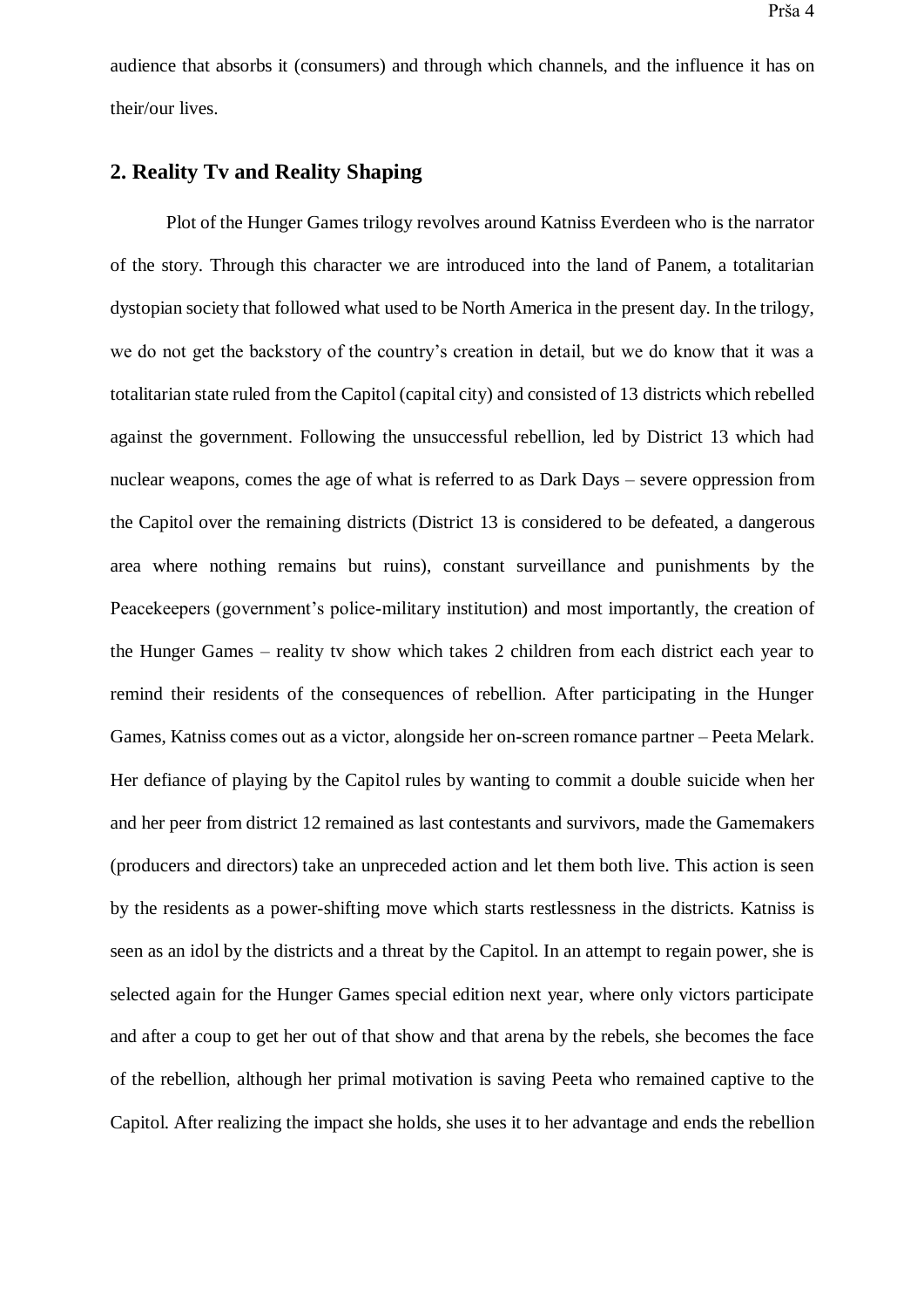audience that absorbs it (consumers) and through which channels, and the influence it has on their/our lives.

## 2. Reality Tv and Reality Shaping

Plot of the Hunger Games trilogy revolves around Katniss Everdeen who is the narrator of the story. Through this character we are introduced into the land of Panem, a totalitarian dystopian society that followed what used to be North America in the present day. In the trilogy, we do not get the backstory of the country's creation in detail, but we do know that it was a totalitarian state ruled from the Capitol (capital city) and consisted of 13 districts which rebelled against the government. Following the unsuccessful rebellion, led by District 13 which had nuclear weapons, comes the age of what is referred to as Dark Days – severe oppression from the Capitol over the remaining districts (District 13 is considered to be defeated, a dangerous area where nothing remains but ruins), constant surveillance and punishments by the Peacekeepers (government's police-military institution) and most importantly, the creation of the Hunger Games – reality tv show which takes 2 children from each district each year to remind their residents of the consequences of rebellion. After participating in the Hunger Games, Katniss comes out as a victor, alongside her on-screen romance partner – Peeta Melark. Her defiance of playing by the Capitol rules by wanting to commit a double suicide when her and her peer from district 12 remained as last contestants and survivors, made the Gamemakers (producers and directors) take an unpreceded action and let them both live. This action is seen by the residents as a power-shifting move which starts restlessness in the districts. Katniss is seen as an idol by the districts and a threat by the Capitol. In an attempt to regain power, she is selected again for the Hunger Games special edition next year, where only victors participate and after a coup to get her out of that show and that arena by the rebels, she becomes the face of the rebellion, although her primal motivation is saving Peeta who remained captive to the Capitol. After realizing the impact she holds, she uses it to her advantage and ends the rebellion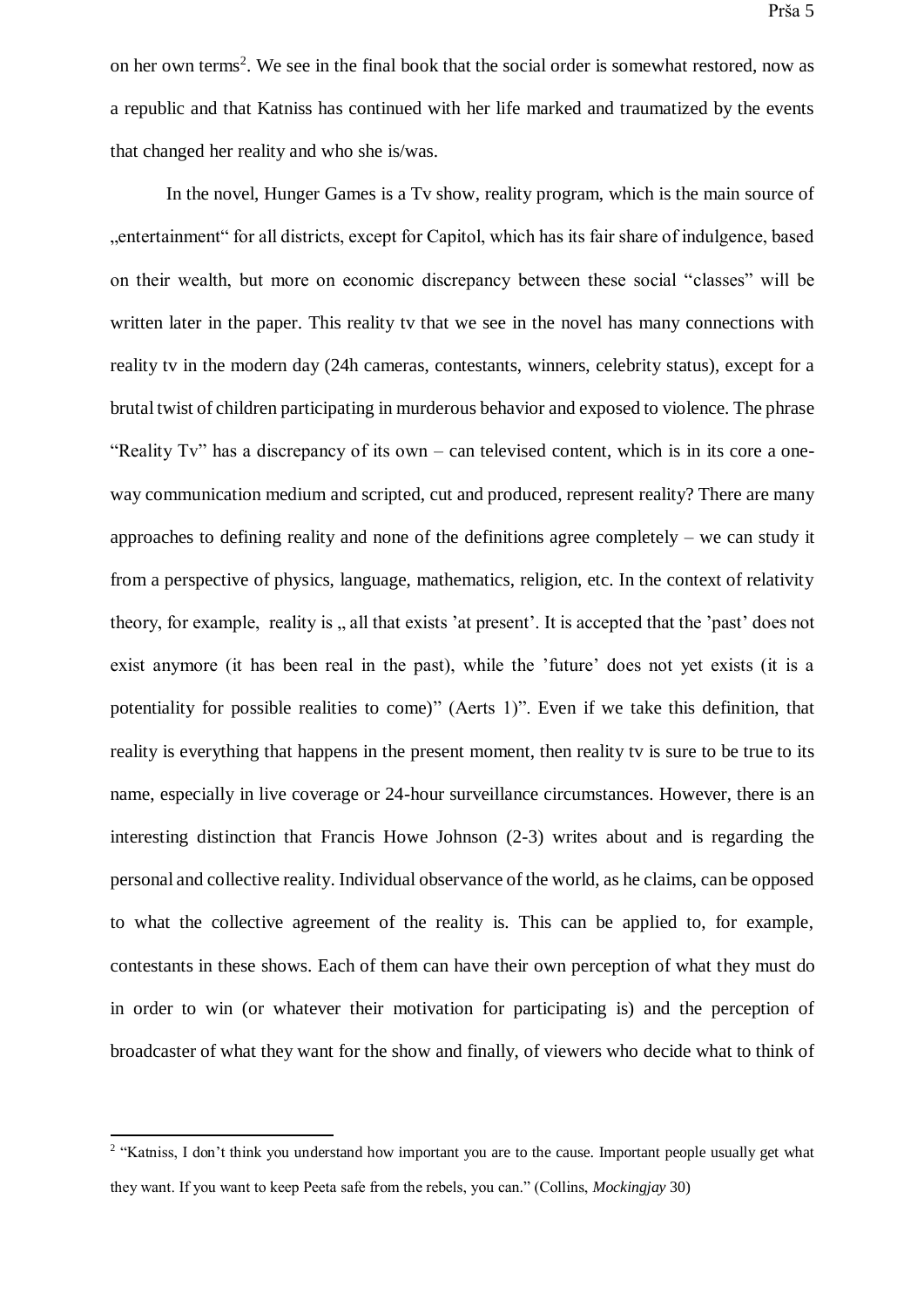on her own terms[2]. We see in the final book that the social order is somewhat restored, now as a republic and that Katniss has continued with her life marked and traumatized by the events that changed her reality and who she is/was.

In the novel, Hunger Games is a Tv show, reality program, which is the main source of „entertainment" for all districts, except for Capitol, which has its fair share of indulgence, based on their wealth, but more on economic discrepancy between these social "classes" will be written later in the paper. This reality tv that we see in the novel has many connections with reality tv in the modern day (24h cameras, contestants, winners, celebrity status), except for a brutal twist of children participating in murderous behavior and exposed to violence. The phrase "Reality Tv" has a discrepancy of its own – can televised content, which is in its core a one-way communication medium and scripted, cut and produced, represent reality? There are many approaches to defining reality and none of the definitions agree completely – we can study it from a perspective of physics, language, mathematics, religion, etc. In the context of relativity theory, for example, reality is „ all that exists 'at present'. It is accepted that the 'past' does not exist anymore (it has been real in the past), while the 'future' does not yet exists (it is a potentiality for possible realities to come)" (Aerts 1)". Even if we take this definition, that reality is everything that happens in the present moment, then reality tv is sure to be true to its name, especially in live coverage or 24-hour surveillance circumstances. However, there is an interesting distinction that Francis Howe Johnson (2-3) writes about and is regarding the personal and collective reality. Individual observance of the world, as he claims, can be opposed to what the collective agreement of the reality is. This can be applied to, for example, contestants in these shows. Each of them can have their own perception of what they must do in order to win (or whatever their motivation for participating is) and the perception of broadcaster of what they want for the show and finally, of viewers who decide what to think of

[2] "Katniss, I don't think you understand how important you are to the cause. Important people usually get what they want. If you want to keep Peeta safe from the rebels, you can." (Collins, *Mockingjay* 30)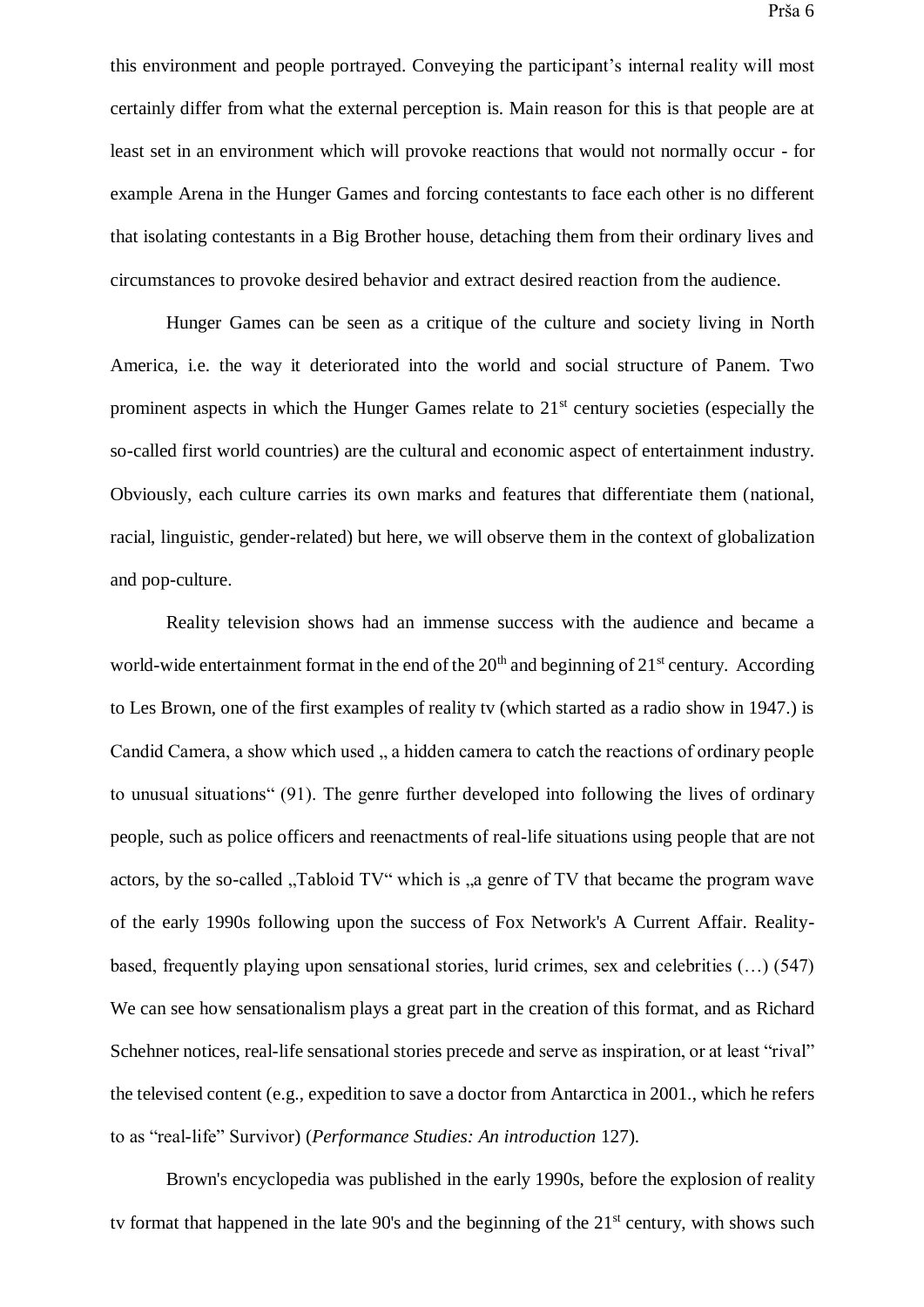this environment and people portrayed. Conveying the participant's internal reality will most certainly differ from what the external perception is. Main reason for this is that people are at least set in an environment which will provoke reactions that would not normally occur - for example Arena in the Hunger Games and forcing contestants to face each other is no different that isolating contestants in a Big Brother house, detaching them from their ordinary lives and circumstances to provoke desired behavior and extract desired reaction from the audience.

Hunger Games can be seen as a critique of the culture and society living in North America, i.e. the way it deteriorated into the world and social structure of Panem. Two prominent aspects in which the Hunger Games relate to 21st century societies (especially the so-called first world countries) are the cultural and economic aspect of entertainment industry. Obviously, each culture carries its own marks and features that differentiate them (national, racial, linguistic, gender-related) but here, we will observe them in the context of globalization and pop-culture.

Reality television shows had an immense success with the audience and became a world-wide entertainment format in the end of the 20th and beginning of 21st century. According to Les Brown, one of the first examples of reality tv (which started as a radio show in 1947.) is Candid Camera, a show which used „ a hidden camera to catch the reactions of ordinary people to unusual situations" (91). The genre further developed into following the lives of ordinary people, such as police officers and reenactments of real-life situations using people that are not actors, by the so-called „Tabloid TV" which is „a genre of TV that became the program wave of the early 1990s following upon the success of Fox Network's A Current Affair. Reality-based, frequently playing upon sensational stories, lurid crimes, sex and celebrities (…) (547) We can see how sensationalism plays a great part in the creation of this format, and as Richard Schehner notices, real-life sensational stories precede and serve as inspiration, or at least "rival" the televised content (e.g., expedition to save a doctor from Antarctica in 2001., which he refers to as "real-life" Survivor) (*Performance Studies: An introduction* 127).

Brown's encyclopedia was published in the early 1990s, before the explosion of reality tv format that happened in the late 90's and the beginning of the 21st century, with shows such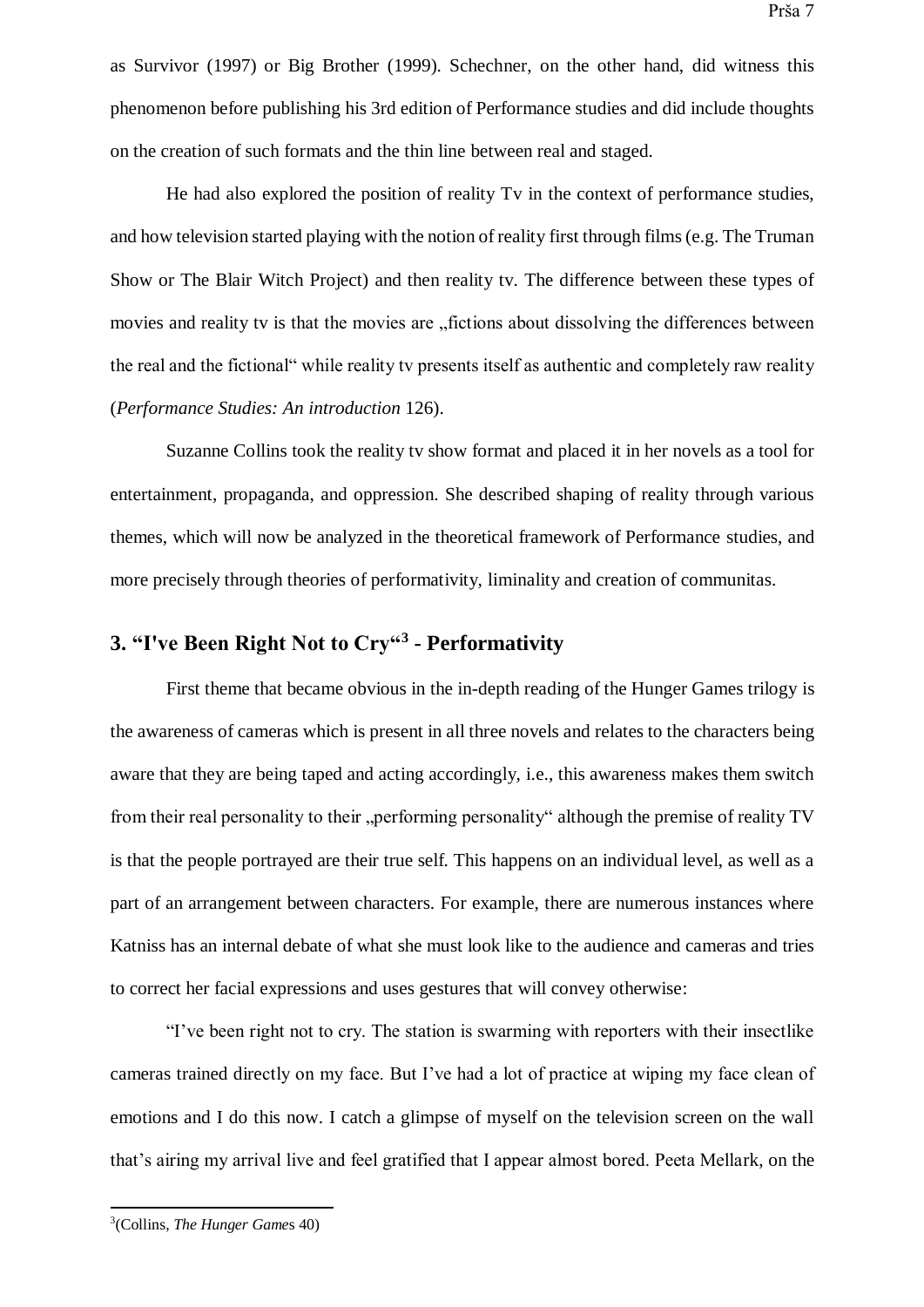as Survivor (1997) or Big Brother (1999). Schechner, on the other hand, did witness this phenomenon before publishing his 3rd edition of Performance studies and did include thoughts on the creation of such formats and the thin line between real and staged.

He had also explored the position of reality Tv in the context of performance studies, and how television started playing with the notion of reality first through films (e.g. The Truman Show or The Blair Witch Project) and then reality tv. The difference between these types of movies and reality tv is that the movies are „fictions about dissolving the differences between the real and the fictional“ while reality tv presents itself as authentic and completely raw reality (*Performance Studies: An introduction* 126).

Suzanne Collins took the reality tv show format and placed it in her novels as a tool for entertainment, propaganda, and oppression. She described shaping of reality through various themes, which will now be analyzed in the theoretical framework of Performance studies, and more precisely through theories of performativity, liminality and creation of communitas.

## 3. "I've Been Right Not to Cry"[3] - Performativity

First theme that became obvious in the in-depth reading of the Hunger Games trilogy is the awareness of cameras which is present in all three novels and relates to the characters being aware that they are being taped and acting accordingly, i.e., this awareness makes them switch from their real personality to their „performing personality“ although the premise of reality TV is that the people portrayed are their true self. This happens on an individual level, as well as a part of an arrangement between characters. For example, there are numerous instances where Katniss has an internal debate of what she must look like to the audience and cameras and tries to correct her facial expressions and uses gestures that will convey otherwise:

"I've been right not to cry. The station is swarming with reporters with their insectlike cameras trained directly on my face. But I've had a lot of practice at wiping my face clean of emotions and I do this now. I catch a glimpse of myself on the television screen on the wall that's airing my arrival live and feel gratified that I appear almost bored. Peeta Mellark, on the

---

[3](Collins, *The Hunger Games* 40)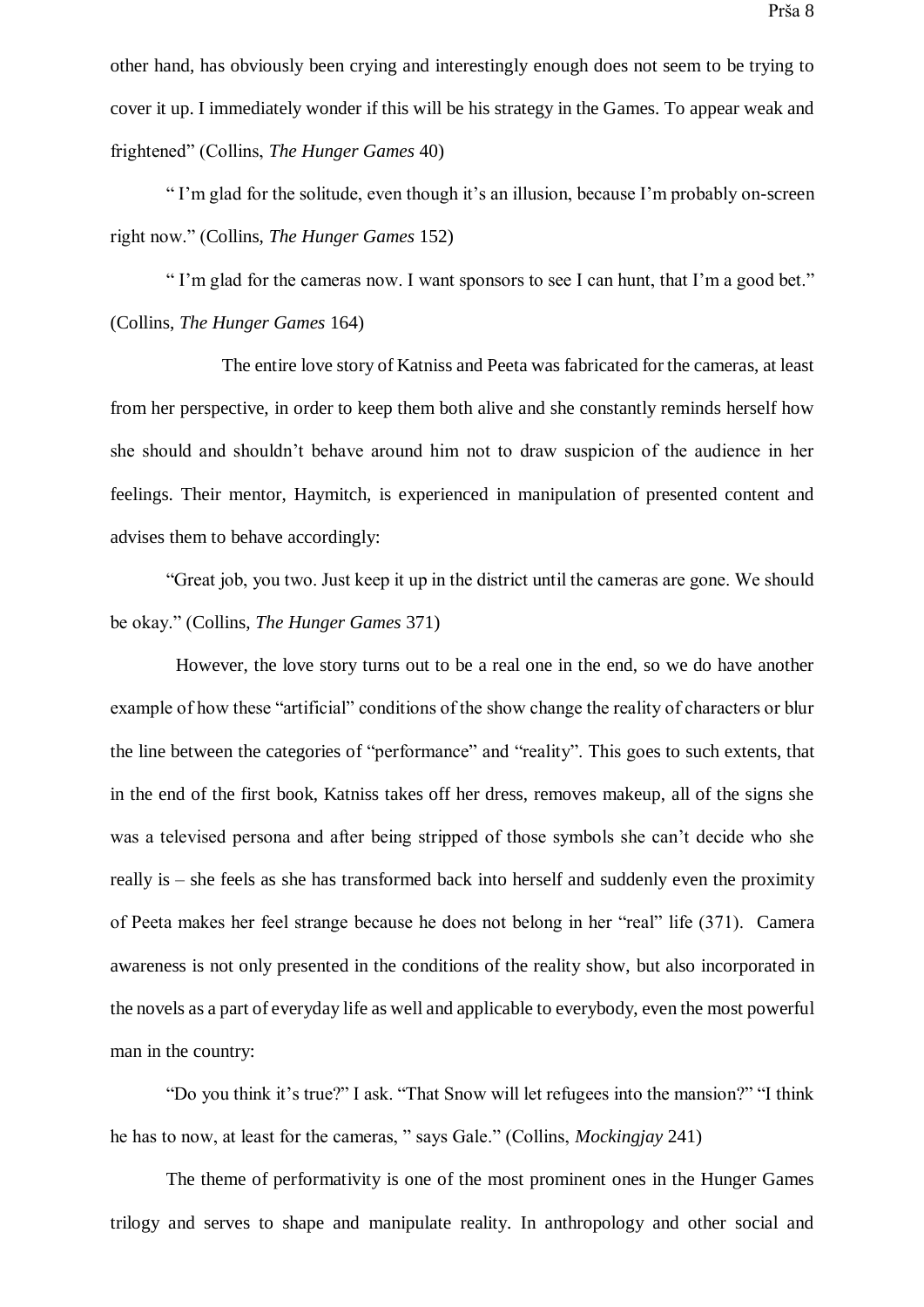other hand, has obviously been crying and interestingly enough does not seem to be trying to cover it up. I immediately wonder if this will be his strategy in the Games. To appear weak and frightened" (Collins, *The Hunger Games* 40)

" I'm glad for the solitude, even though it's an illusion, because I'm probably on-screen right now." (Collins, *The Hunger Games* 152)

" I'm glad for the cameras now. I want sponsors to see I can hunt, that I'm a good bet." (Collins, *The Hunger Games* 164)

The entire love story of Katniss and Peeta was fabricated for the cameras, at least from her perspective, in order to keep them both alive and she constantly reminds herself how she should and shouldn't behave around him not to draw suspicion of the audience in her feelings. Their mentor, Haymitch, is experienced in manipulation of presented content and advises them to behave accordingly:

"Great job, you two. Just keep it up in the district until the cameras are gone. We should be okay." (Collins, *The Hunger Games* 371)

However, the love story turns out to be a real one in the end, so we do have another example of how these "artificial" conditions of the show change the reality of characters or blur the line between the categories of "performance" and "reality". This goes to such extents, that in the end of the first book, Katniss takes off her dress, removes makeup, all of the signs she was a televised persona and after being stripped of those symbols she can't decide who she really is – she feels as she has transformed back into herself and suddenly even the proximity of Peeta makes her feel strange because he does not belong in her "real" life (371). Camera awareness is not only presented in the conditions of the reality show, but also incorporated in the novels as a part of everyday life as well and applicable to everybody, even the most powerful man in the country:

"Do you think it's true?" I ask. "That Snow will let refugees into the mansion?" "I think he has to now, at least for the cameras, " says Gale." (Collins, *Mockingjay* 241)

The theme of performativity is one of the most prominent ones in the Hunger Games trilogy and serves to shape and manipulate reality. In anthropology and other social and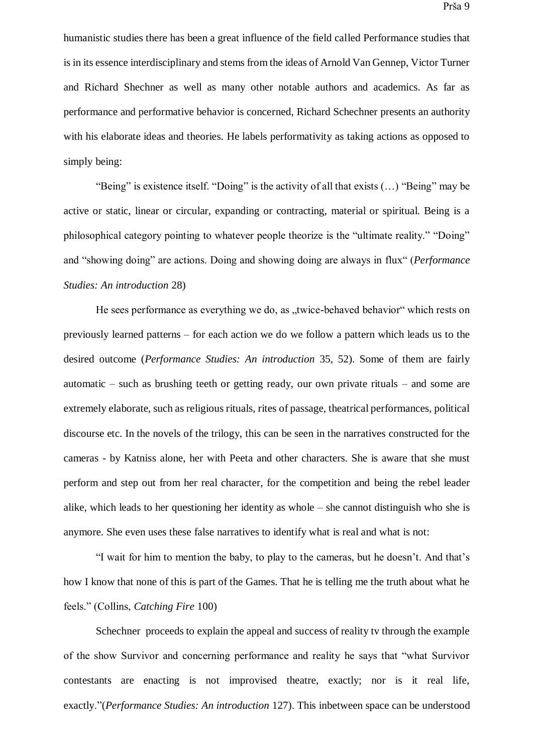humanistic studies there has been a great influence of the field called Performance studies that is in its essence interdisciplinary and stems from the ideas of Arnold Van Gennep, Victor Turner and Richard Shechner as well as many other notable authors and academics. As far as performance and performative behavior is concerned, Richard Schechner presents an authority with his elaborate ideas and theories. He labels performativity as taking actions as opposed to simply being:

"Being" is existence itself. "Doing" is the activity of all that exists (…) "Being" may be active or static, linear or circular, expanding or contracting, material or spiritual. Being is a philosophical category pointing to whatever people theorize is the "ultimate reality." "Doing" and "showing doing" are actions. Doing and showing doing are always in flux" (*Performance Studies: An introduction* 28)

He sees performance as everything we do, as „twice-behaved behavior" which rests on previously learned patterns – for each action we do we follow a pattern which leads us to the desired outcome (*Performance Studies: An introduction* 35, 52). Some of them are fairly automatic – such as brushing teeth or getting ready, our own private rituals – and some are extremely elaborate, such as religious rituals, rites of passage, theatrical performances, political discourse etc. In the novels of the trilogy, this can be seen in the narratives constructed for the cameras - by Katniss alone, her with Peeta and other characters. She is aware that she must perform and step out from her real character, for the competition and being the rebel leader alike, which leads to her questioning her identity as whole – she cannot distinguish who she is anymore. She even uses these false narratives to identify what is real and what is not:

"I wait for him to mention the baby, to play to the cameras, but he doesn't. And that's how I know that none of this is part of the Games. That he is telling me the truth about what he feels." (Collins, *Catching Fire* 100)

Schechner proceeds to explain the appeal and success of reality tv through the example of the show Survivor and concerning performance and reality he says that "what Survivor contestants are enacting is not improvised theatre, exactly; nor is it real life, exactly."(*Performance Studies: An introduction* 127). This inbetween space can be understood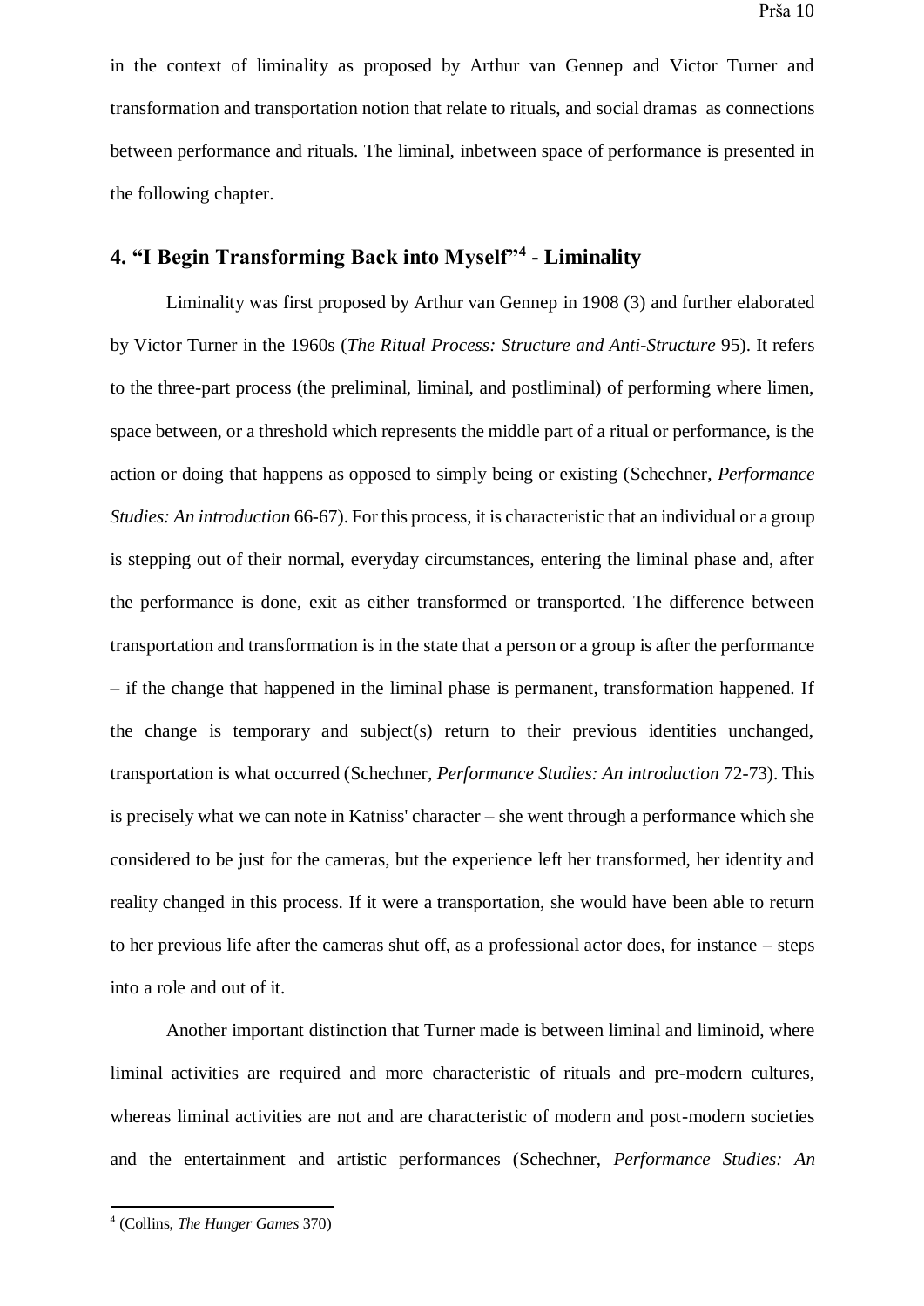in the context of liminality as proposed by Arthur van Gennep and Victor Turner and transformation and transportation notion that relate to rituals, and social dramas as connections between performance and rituals. The liminal, inbetween space of performance is presented in the following chapter.

## 4. "I Begin Transforming Back into Myself"[4] - Liminality

Liminality was first proposed by Arthur van Gennep in 1908 (3) and further elaborated by Victor Turner in the 1960s (*The Ritual Process: Structure and Anti-Structure* 95). It refers to the three-part process (the preliminal, liminal, and postliminal) of performing where limen, space between, or a threshold which represents the middle part of a ritual or performance, is the action or doing that happens as opposed to simply being or existing (Schechner, *Performance Studies: An introduction* 66-67). For this process, it is characteristic that an individual or a group is stepping out of their normal, everyday circumstances, entering the liminal phase and, after the performance is done, exit as either transformed or transported. The difference between transportation and transformation is in the state that a person or a group is after the performance – if the change that happened in the liminal phase is permanent, transformation happened. If the change is temporary and subject(s) return to their previous identities unchanged, transportation is what occurred (Schechner, *Performance Studies: An introduction* 72-73). This is precisely what we can note in Katniss' character – she went through a performance which she considered to be just for the cameras, but the experience left her transformed, her identity and reality changed in this process. If it were a transportation, she would have been able to return to her previous life after the cameras shut off, as a professional actor does, for instance – steps into a role and out of it.

Another important distinction that Turner made is between liminal and liminoid, where liminal activities are required and more characteristic of rituals and pre-modern cultures, whereas liminal activities are not and are characteristic of modern and post-modern societies and the entertainment and artistic performances (Schechner, *Performance Studies: An*

[4] (Collins, *The Hunger Games* 370)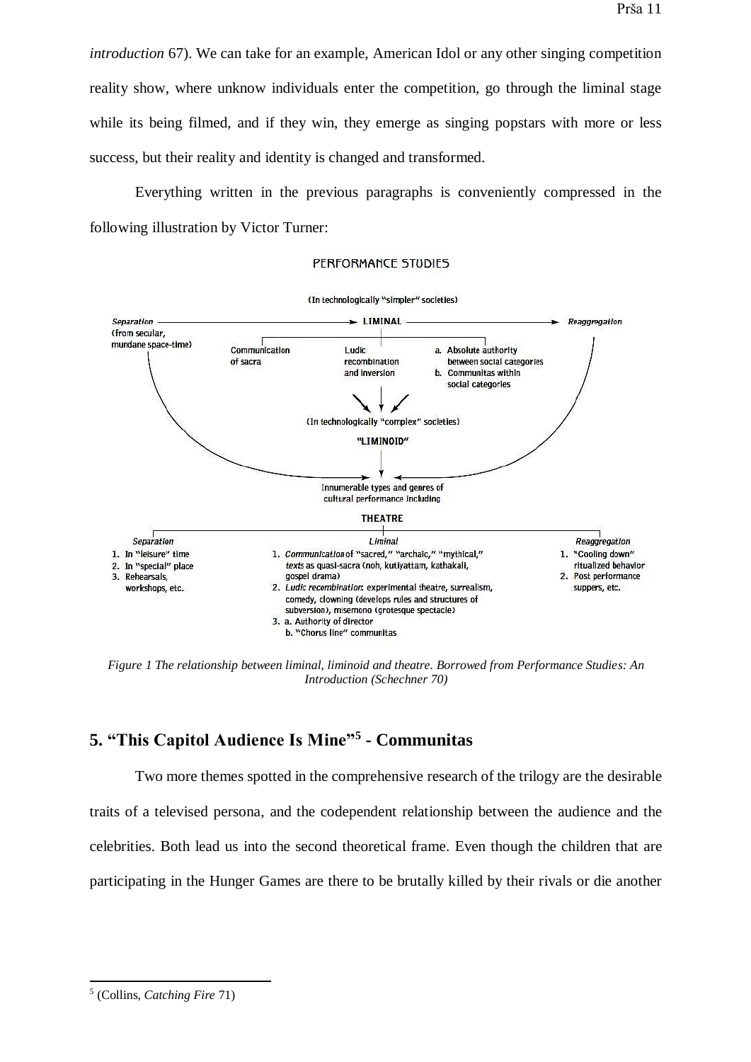*introduction* 67). We can take for an example, American Idol or any other singing competition reality show, where unknow individuals enter the competition, go through the liminal stage while its being filmed, and if they win, they emerge as singing popstars with more or less success, but their reality and identity is changed and transformed.

Everything written in the previous paragraphs is conveniently compressed in the following illustration by Victor Turner:

PERFORMANCE STUDIES

(In technologically "simpler" societies)

*Separation* (from secular, mundane space-time) → LIMINAL → *Reaggregation*

- Communication of sacra
- Ludic recombination and inversion
- a. Absolute authority between social categories
  b. Communitas within social categories

(In technologically "complex" societies)

"LIMINOID"

Innumerable types and genres of cultural performance including

THEATRE

| *Separation* | *Liminal* | *Reaggregation* |
|---|---|---|
| 1. In "leisure" time<br>2. In "special" place<br>3. Rehearsals, workshops, etc. | 1. *Communication* of "sacred," "archaic," "mythical," *texts* as quasi-sacra (noh, kutiyattam, kathakali, gospel drama)<br>2. *Ludic recombination*: experimental theatre, surrealism, comedy, clowning (develops rules and structures of subversion), misemono (grotesque spectacle)<br>3. a. Authority of director<br>b. "Chorus line" communitas | 1. "Cooling down" ritualized behavior<br>2. Post performance suppers, etc. |

*Figure 1 The relationship between liminal, liminoid and theatre. Borrowed from Performance Studies: An Introduction (Schechner 70)*

## 5. "This Capitol Audience Is Mine"[5] - Communitas

Two more themes spotted in the comprehensive research of the trilogy are the desirable traits of a televised persona, and the codependent relationship between the audience and the celebrities. Both lead us into the second theoretical frame. Even though the children that are participating in the Hunger Games are there to be brutally killed by their rivals or die another

[5] (Collins, *Catching Fire* 71)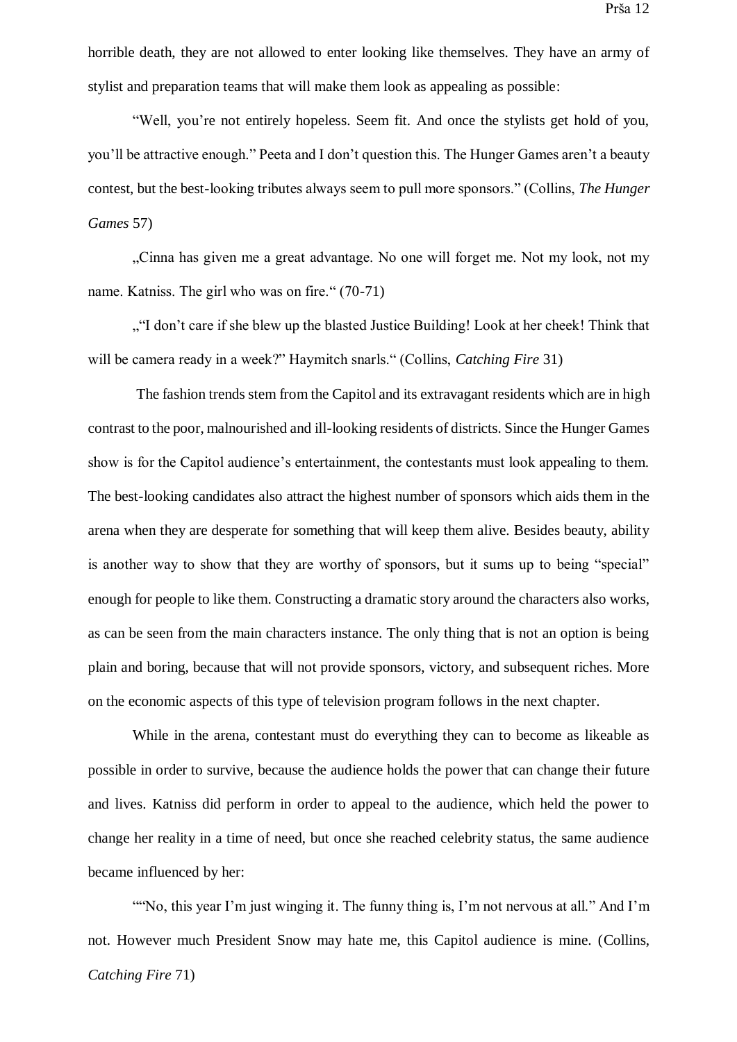horrible death, they are not allowed to enter looking like themselves. They have an army of stylist and preparation teams that will make them look as appealing as possible:

“Well, you’re not entirely hopeless. Seem fit. And once the stylists get hold of you, you’ll be attractive enough.” Peeta and I don’t question this. The Hunger Games aren’t a beauty contest, but the best-looking tributes always seem to pull more sponsors.” (Collins, *The Hunger Games* 57)

„Cinna has given me a great advantage. No one will forget me. Not my look, not my name. Katniss. The girl who was on fire.“ (70-71)

„“I don’t care if she blew up the blasted Justice Building! Look at her cheek! Think that will be camera ready in a week?” Haymitch snarls.“ (Collins, *Catching Fire* 31)

The fashion trends stem from the Capitol and its extravagant residents which are in high contrast to the poor, malnourished and ill-looking residents of districts. Since the Hunger Games show is for the Capitol audience’s entertainment, the contestants must look appealing to them. The best-looking candidates also attract the highest number of sponsors which aids them in the arena when they are desperate for something that will keep them alive. Besides beauty, ability is another way to show that they are worthy of sponsors, but it sums up to being “special” enough for people to like them. Constructing a dramatic story around the characters also works, as can be seen from the main characters instance. The only thing that is not an option is being plain and boring, because that will not provide sponsors, victory, and subsequent riches. More on the economic aspects of this type of television program follows in the next chapter.

While in the arena, contestant must do everything they can to become as likeable as possible in order to survive, because the audience holds the power that can change their future and lives. Katniss did perform in order to appeal to the audience, which held the power to change her reality in a time of need, but once she reached celebrity status, the same audience became influenced by her:

““No, this year I’m just winging it. The funny thing is, I’m not nervous at all.” And I’m not. However much President Snow may hate me, this Capitol audience is mine. (Collins, *Catching Fire* 71)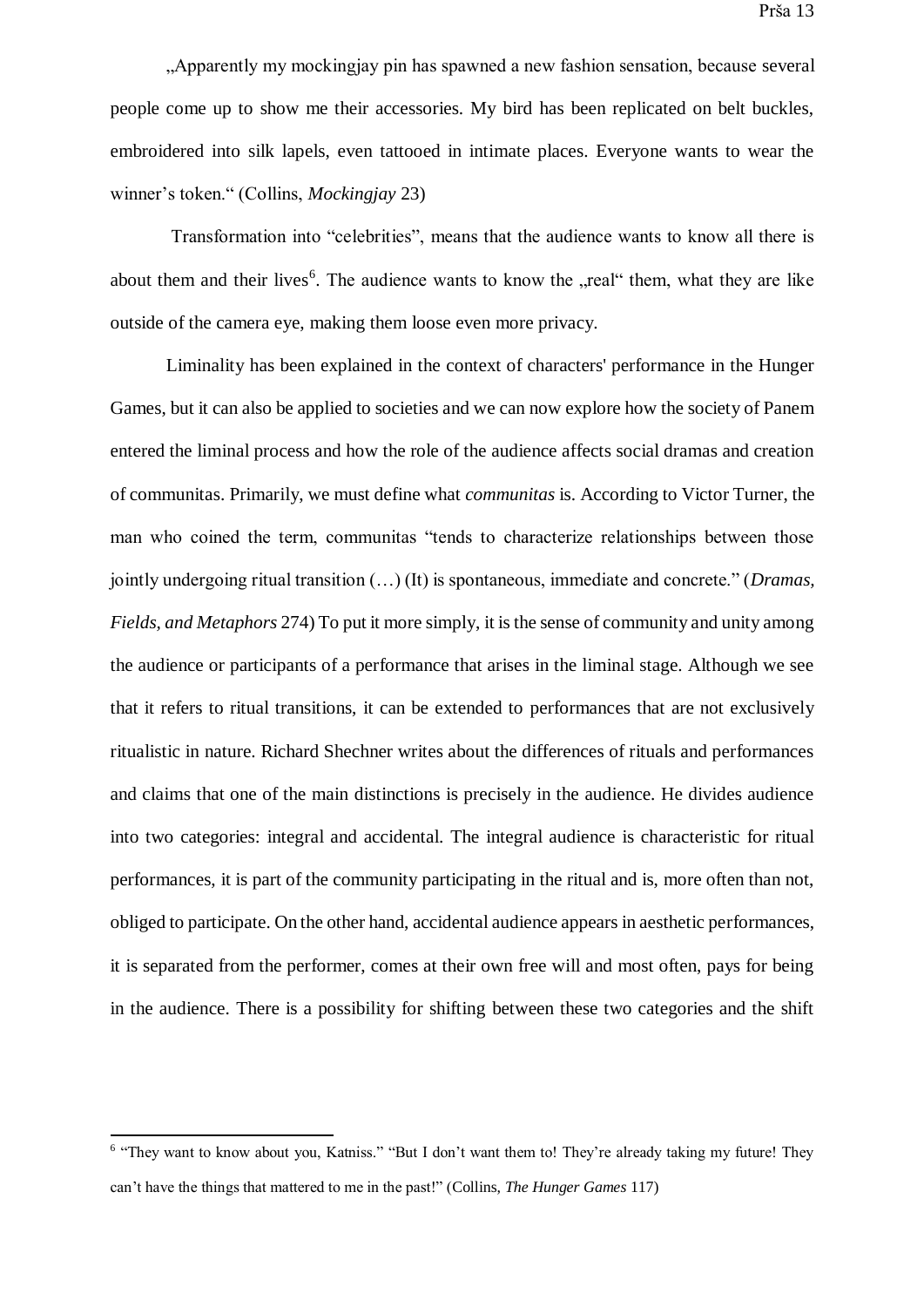„Apparently my mockingjay pin has spawned a new fashion sensation, because several people come up to show me their accessories. My bird has been replicated on belt buckles, embroidered into silk lapels, even tattooed in intimate places. Everyone wants to wear the winner's token." (Collins, *Mockingjay* 23)

Transformation into "celebrities", means that the audience wants to know all there is about them and their lives[6]. The audience wants to know the „real" them, what they are like outside of the camera eye, making them loose even more privacy.

Liminality has been explained in the context of characters' performance in the Hunger Games, but it can also be applied to societies and we can now explore how the society of Panem entered the liminal process and how the role of the audience affects social dramas and creation of communitas. Primarily, we must define what *communitas* is. According to Victor Turner, the man who coined the term, communitas "tends to characterize relationships between those jointly undergoing ritual transition (…) (It) is spontaneous, immediate and concrete." (*Dramas, Fields, and Metaphors* 274) To put it more simply, it is the sense of community and unity among the audience or participants of a performance that arises in the liminal stage. Although we see that it refers to ritual transitions, it can be extended to performances that are not exclusively ritualistic in nature. Richard Shechner writes about the differences of rituals and performances and claims that one of the main distinctions is precisely in the audience. He divides audience into two categories: integral and accidental. The integral audience is characteristic for ritual performances, it is part of the community participating in the ritual and is, more often than not, obliged to participate. On the other hand, accidental audience appears in aesthetic performances, it is separated from the performer, comes at their own free will and most often, pays for being in the audience. There is a possibility for shifting between these two categories and the shift

[6] "They want to know about you, Katniss." "But I don't want them to! They're already taking my future! They can't have the things that mattered to me in the past!" (Collins, *The Hunger Games* 117)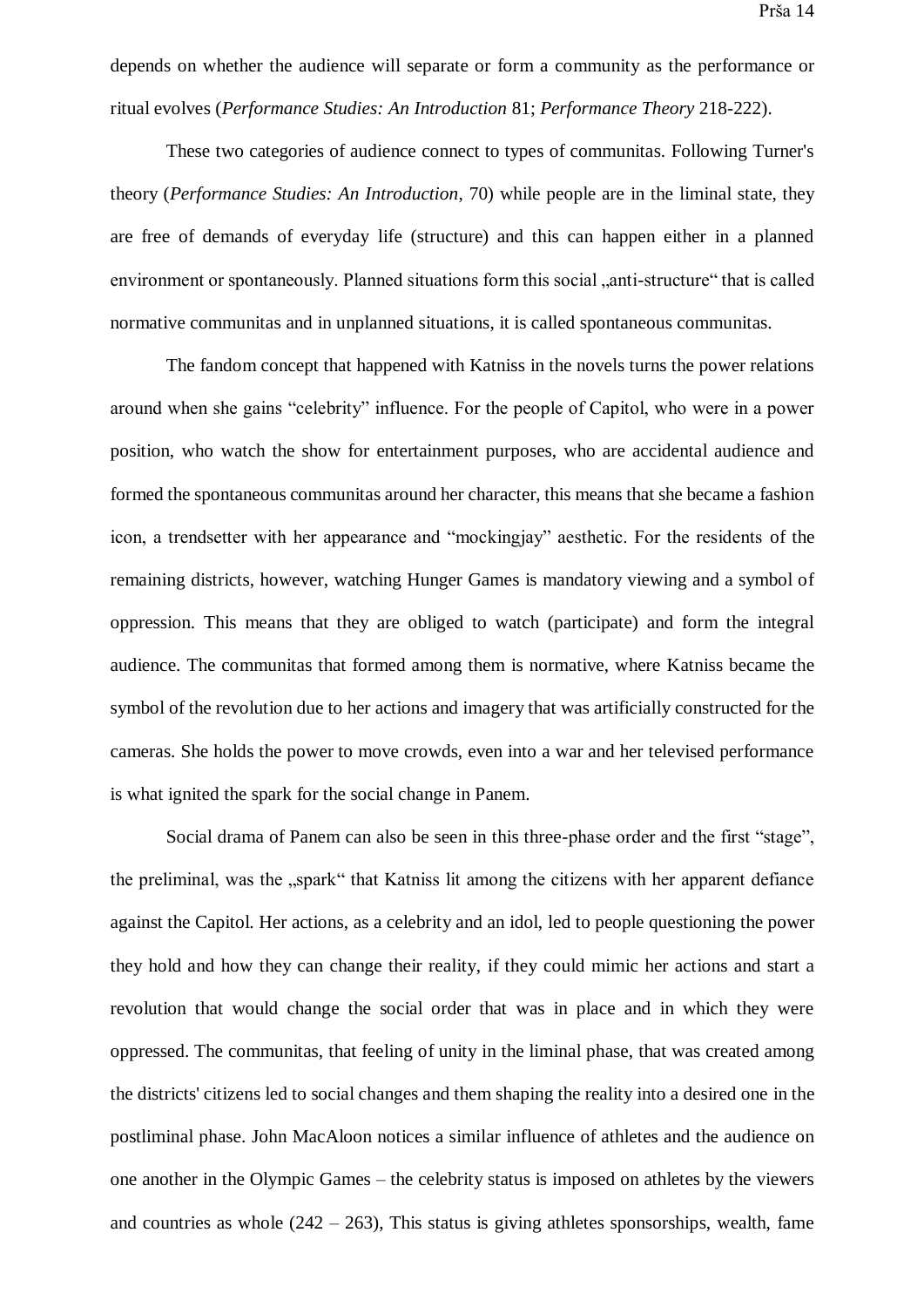depends on whether the audience will separate or form a community as the performance or ritual evolves (*Performance Studies: An Introduction* 81; *Performance Theory* 218-222).

These two categories of audience connect to types of communitas. Following Turner's theory (*Performance Studies: An Introduction*, 70) while people are in the liminal state, they are free of demands of everyday life (structure) and this can happen either in a planned environment or spontaneously. Planned situations form this social „anti-structure“ that is called normative communitas and in unplanned situations, it is called spontaneous communitas.

The fandom concept that happened with Katniss in the novels turns the power relations around when she gains "celebrity" influence. For the people of Capitol, who were in a power position, who watch the show for entertainment purposes, who are accidental audience and formed the spontaneous communitas around her character, this means that she became a fashion icon, a trendsetter with her appearance and "mockingjay" aesthetic. For the residents of the remaining districts, however, watching Hunger Games is mandatory viewing and a symbol of oppression. This means that they are obliged to watch (participate) and form the integral audience. The communitas that formed among them is normative, where Katniss became the symbol of the revolution due to her actions and imagery that was artificially constructed for the cameras. She holds the power to move crowds, even into a war and her televised performance is what ignited the spark for the social change in Panem.

Social drama of Panem can also be seen in this three-phase order and the first "stage", the preliminal, was the „spark“ that Katniss lit among the citizens with her apparent defiance against the Capitol. Her actions, as a celebrity and an idol, led to people questioning the power they hold and how they can change their reality, if they could mimic her actions and start a revolution that would change the social order that was in place and in which they were oppressed. The communitas, that feeling of unity in the liminal phase, that was created among the districts' citizens led to social changes and them shaping the reality into a desired one in the postliminal phase. John MacAloon notices a similar influence of athletes and the audience on one another in the Olympic Games – the celebrity status is imposed on athletes by the viewers and countries as whole (242 – 263), This status is giving athletes sponsorships, wealth, fame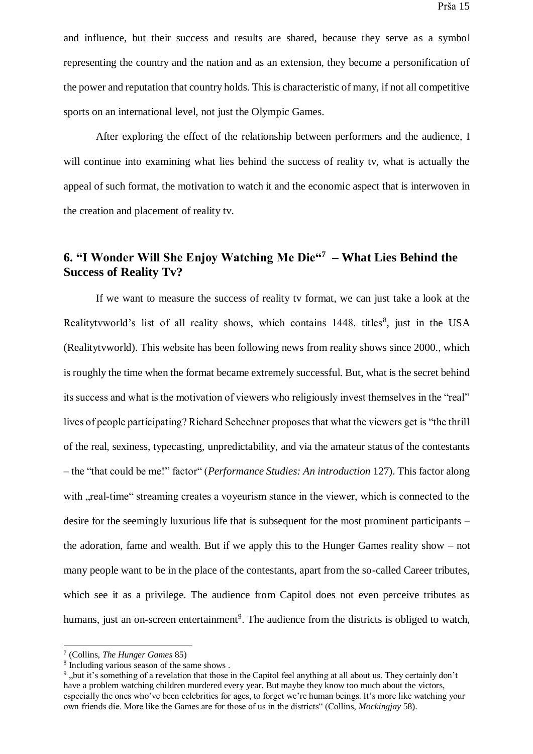and influence, but their success and results are shared, because they serve as a symbol representing the country and the nation and as an extension, they become a personification of the power and reputation that country holds. This is characteristic of many, if not all competitive sports on an international level, not just the Olympic Games.

After exploring the effect of the relationship between performers and the audience, I will continue into examining what lies behind the success of reality tv, what is actually the appeal of such format, the motivation to watch it and the economic aspect that is interwoven in the creation and placement of reality tv.

## 6. "I Wonder Will She Enjoy Watching Me Die"[7] – What Lies Behind the Success of Reality Tv?

If we want to measure the success of reality tv format, we can just take a look at the Realitytvworld's list of all reality shows, which contains 1448. titles[8], just in the USA (Realitytvworld). This website has been following news from reality shows since 2000., which is roughly the time when the format became extremely successful. But, what is the secret behind its success and what is the motivation of viewers who religiously invest themselves in the "real" lives of people participating? Richard Schechner proposes that what the viewers get is "the thrill of the real, sexiness, typecasting, unpredictability, and via the amateur status of the contestants – the "that could be me!" factor" (*Performance Studies: An introduction* 127). This factor along with „real-time" streaming creates a voyeurism stance in the viewer, which is connected to the desire for the seemingly luxurious life that is subsequent for the most prominent participants – the adoration, fame and wealth. But if we apply this to the Hunger Games reality show – not many people want to be in the place of the contestants, apart from the so-called Career tributes, which see it as a privilege. The audience from Capitol does not even perceive tributes as humans, just an on-screen entertainment[9]. The audience from the districts is obliged to watch,

---

[7] (Collins, *The Hunger Games* 85)

[8] Including various season of the same shows .

[9] „but it's something of a revelation that those in the Capitol feel anything at all about us. They certainly don't have a problem watching children murdered every year. But maybe they know too much about the victors, especially the ones who've been celebrities for ages, to forget we're human beings. It's more like watching your own friends die. More like the Games are for those of us in the districts" (Collins, *Mockingjay* 58).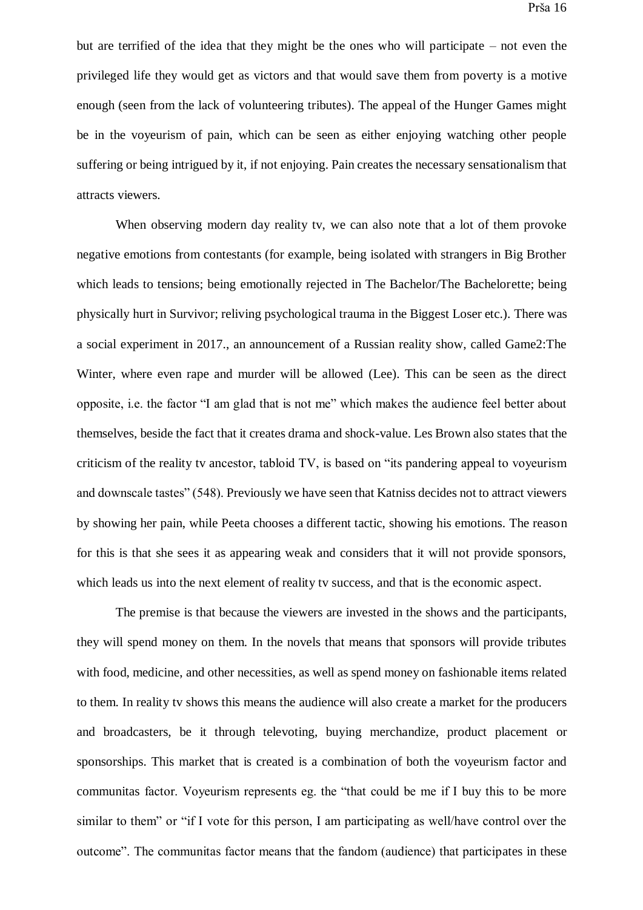but are terrified of the idea that they might be the ones who will participate – not even the privileged life they would get as victors and that would save them from poverty is a motive enough (seen from the lack of volunteering tributes). The appeal of the Hunger Games might be in the voyeurism of pain, which can be seen as either enjoying watching other people suffering or being intrigued by it, if not enjoying. Pain creates the necessary sensationalism that attracts viewers.

When observing modern day reality tv, we can also note that a lot of them provoke negative emotions from contestants (for example, being isolated with strangers in Big Brother which leads to tensions; being emotionally rejected in The Bachelor/The Bachelorette; being physically hurt in Survivor; reliving psychological trauma in the Biggest Loser etc.). There was a social experiment in 2017., an announcement of a Russian reality show, called Game2:The Winter, where even rape and murder will be allowed (Lee). This can be seen as the direct opposite, i.e. the factor "I am glad that is not me" which makes the audience feel better about themselves, beside the fact that it creates drama and shock-value. Les Brown also states that the criticism of the reality tv ancestor, tabloid TV, is based on "its pandering appeal to voyeurism and downscale tastes" (548). Previously we have seen that Katniss decides not to attract viewers by showing her pain, while Peeta chooses a different tactic, showing his emotions. The reason for this is that she sees it as appearing weak and considers that it will not provide sponsors, which leads us into the next element of reality tv success, and that is the economic aspect.

The premise is that because the viewers are invested in the shows and the participants, they will spend money on them. In the novels that means that sponsors will provide tributes with food, medicine, and other necessities, as well as spend money on fashionable items related to them. In reality tv shows this means the audience will also create a market for the producers and broadcasters, be it through televoting, buying merchandize, product placement or sponsorships. This market that is created is a combination of both the voyeurism factor and communitas factor. Voyeurism represents eg. the "that could be me if I buy this to be more similar to them" or "if I vote for this person, I am participating as well/have control over the outcome". The communitas factor means that the fandom (audience) that participates in these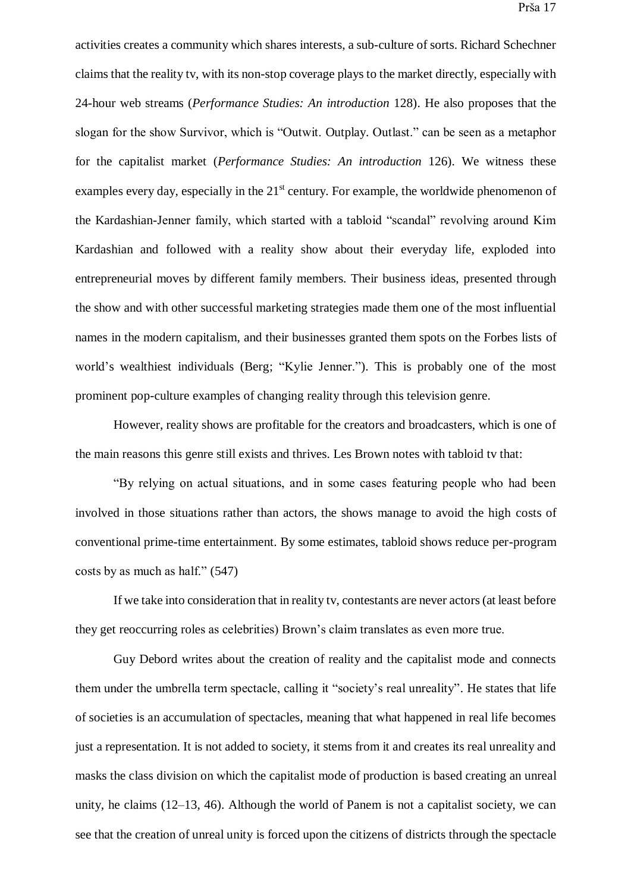activities creates a community which shares interests, a sub-culture of sorts. Richard Schechner claims that the reality tv, with its non-stop coverage plays to the market directly, especially with 24-hour web streams (*Performance Studies: An introduction* 128). He also proposes that the slogan for the show Survivor, which is "Outwit. Outplay. Outlast." can be seen as a metaphor for the capitalist market (*Performance Studies: An introduction* 126). We witness these examples every day, especially in the 21st century. For example, the worldwide phenomenon of the Kardashian-Jenner family, which started with a tabloid "scandal" revolving around Kim Kardashian and followed with a reality show about their everyday life, exploded into entrepreneurial moves by different family members. Their business ideas, presented through the show and with other successful marketing strategies made them one of the most influential names in the modern capitalism, and their businesses granted them spots on the Forbes lists of world's wealthiest individuals (Berg; "Kylie Jenner."). This is probably one of the most prominent pop-culture examples of changing reality through this television genre.

However, reality shows are profitable for the creators and broadcasters, which is one of the main reasons this genre still exists and thrives. Les Brown notes with tabloid tv that:

"By relying on actual situations, and in some cases featuring people who had been involved in those situations rather than actors, the shows manage to avoid the high costs of conventional prime-time entertainment. By some estimates, tabloid shows reduce per-program costs by as much as half." (547)

If we take into consideration that in reality tv, contestants are never actors (at least before they get reoccurring roles as celebrities) Brown's claim translates as even more true.

Guy Debord writes about the creation of reality and the capitalist mode and connects them under the umbrella term spectacle, calling it "society's real unreality". He states that life of societies is an accumulation of spectacles, meaning that what happened in real life becomes just a representation. It is not added to society, it stems from it and creates its real unreality and masks the class division on which the capitalist mode of production is based creating an unreal unity, he claims (12–13, 46). Although the world of Panem is not a capitalist society, we can see that the creation of unreal unity is forced upon the citizens of districts through the spectacle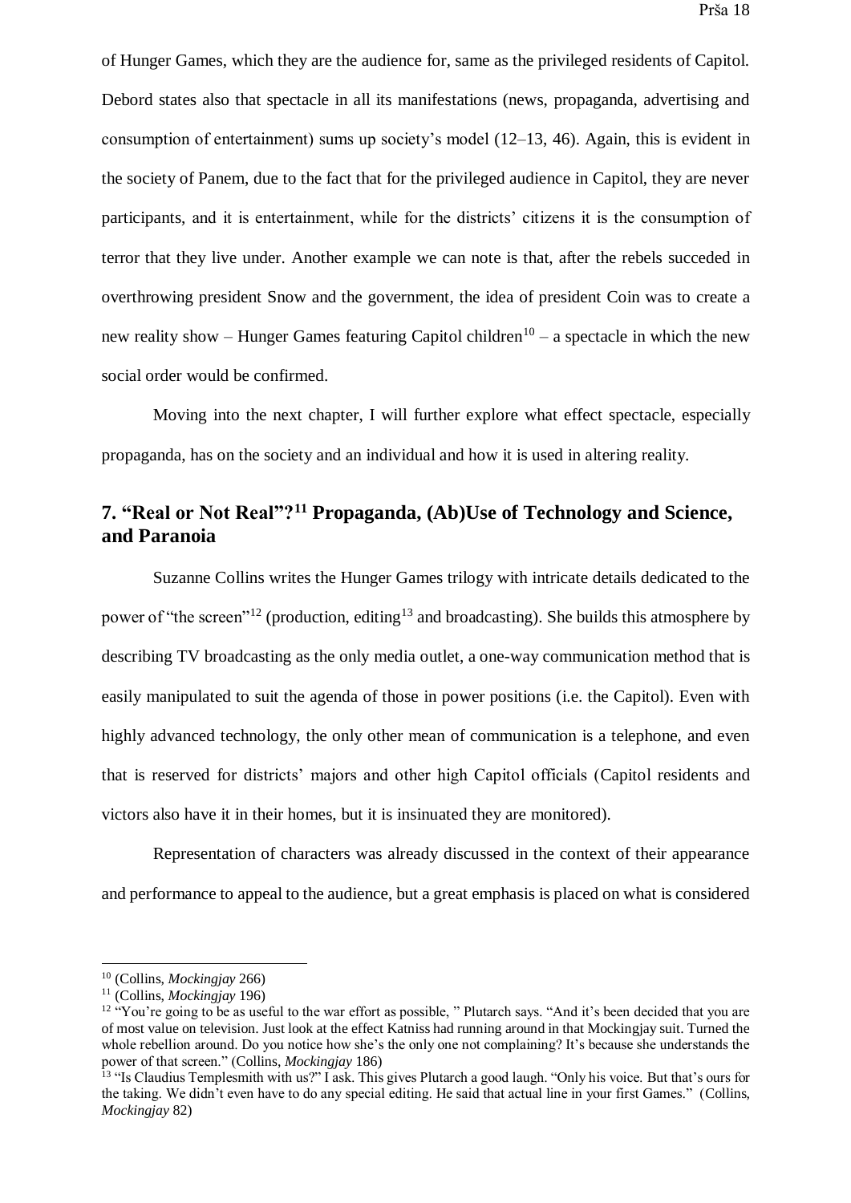of Hunger Games, which they are the audience for, same as the privileged residents of Capitol. Debord states also that spectacle in all its manifestations (news, propaganda, advertising and consumption of entertainment) sums up society's model (12–13, 46). Again, this is evident in the society of Panem, due to the fact that for the privileged audience in Capitol, they are never participants, and it is entertainment, while for the districts' citizens it is the consumption of terror that they live under. Another example we can note is that, after the rebels succeded in overthrowing president Snow and the government, the idea of president Coin was to create a new reality show – Hunger Games featuring Capitol children[10] – a spectacle in which the new social order would be confirmed.

Moving into the next chapter, I will further explore what effect spectacle, especially propaganda, has on the society and an individual and how it is used in altering reality.

## 7. "Real or Not Real"?[11] Propaganda, (Ab)Use of Technology and Science, and Paranoia

Suzanne Collins writes the Hunger Games trilogy with intricate details dedicated to the power of "the screen"[12] (production, editing[13] and broadcasting). She builds this atmosphere by describing TV broadcasting as the only media outlet, a one-way communication method that is easily manipulated to suit the agenda of those in power positions (i.e. the Capitol). Even with highly advanced technology, the only other mean of communication is a telephone, and even that is reserved for districts' majors and other high Capitol officials (Capitol residents and victors also have it in their homes, but it is insinuated they are monitored).

Representation of characters was already discussed in the context of their appearance and performance to appeal to the audience, but a great emphasis is placed on what is considered

---

[10] (Collins, *Mockingjay* 266)

[11] (Collins, *Mockingjay* 196)

[12] "You're going to be as useful to the war effort as possible, " Plutarch says. "And it's been decided that you are of most value on television. Just look at the effect Katniss had running around in that Mockingjay suit. Turned the whole rebellion around. Do you notice how she's the only one not complaining? It's because she understands the power of that screen." (Collins, *Mockingjay* 186)

[13] "Is Claudius Templesmith with us?" I ask. This gives Plutarch a good laugh. "Only his voice. But that's ours for the taking. We didn't even have to do any special editing. He said that actual line in your first Games." (Collins, *Mockingjay* 82)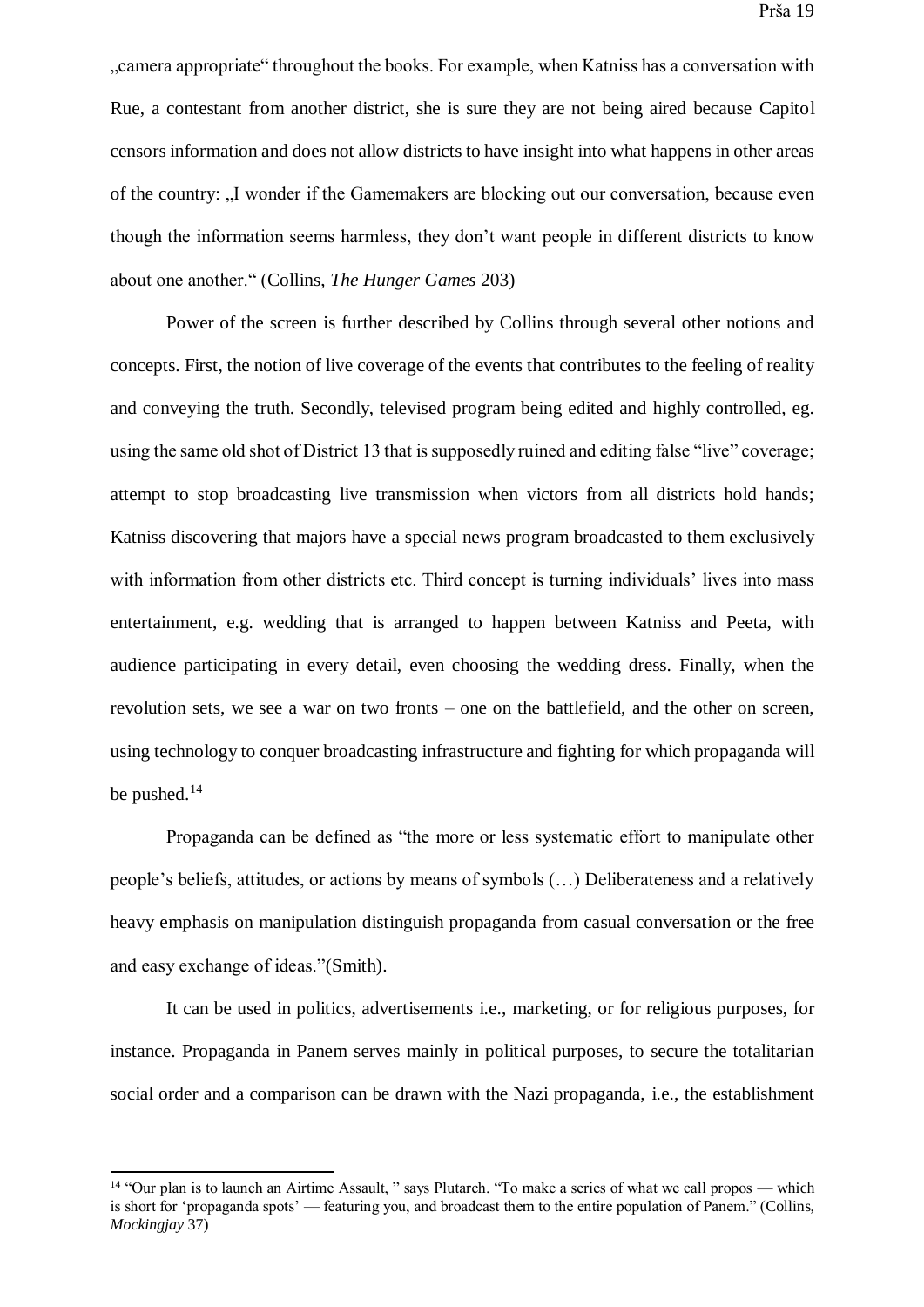„camera appropriate“ throughout the books. For example, when Katniss has a conversation with Rue, a contestant from another district, she is sure they are not being aired because Capitol censors information and does not allow districts to have insight into what happens in other areas of the country: „I wonder if the Gamemakers are blocking out our conversation, because even though the information seems harmless, they don't want people in different districts to know about one another.“ (Collins, *The Hunger Games* 203)

Power of the screen is further described by Collins through several other notions and concepts. First, the notion of live coverage of the events that contributes to the feeling of reality and conveying the truth. Secondly, televised program being edited and highly controlled, eg. using the same old shot of District 13 that is supposedly ruined and editing false "live" coverage; attempt to stop broadcasting live transmission when victors from all districts hold hands; Katniss discovering that majors have a special news program broadcasted to them exclusively with information from other districts etc. Third concept is turning individuals' lives into mass entertainment, e.g. wedding that is arranged to happen between Katniss and Peeta, with audience participating in every detail, even choosing the wedding dress. Finally, when the revolution sets, we see a war on two fronts – one on the battlefield, and the other on screen, using technology to conquer broadcasting infrastructure and fighting for which propaganda will be pushed.[14]

Propaganda can be defined as "the more or less systematic effort to manipulate other people's beliefs, attitudes, or actions by means of symbols (…) Deliberateness and a relatively heavy emphasis on manipulation distinguish propaganda from casual conversation or the free and easy exchange of ideas."(Smith).

It can be used in politics, advertisements i.e., marketing, or for religious purposes, for instance. Propaganda in Panem serves mainly in political purposes, to secure the totalitarian social order and a comparison can be drawn with the Nazi propaganda, i.e., the establishment

[14] "Our plan is to launch an Airtime Assault, " says Plutarch. "To make a series of what we call propos — which is short for 'propaganda spots' — featuring you, and broadcast them to the entire population of Panem." (Collins, *Mockingjay* 37)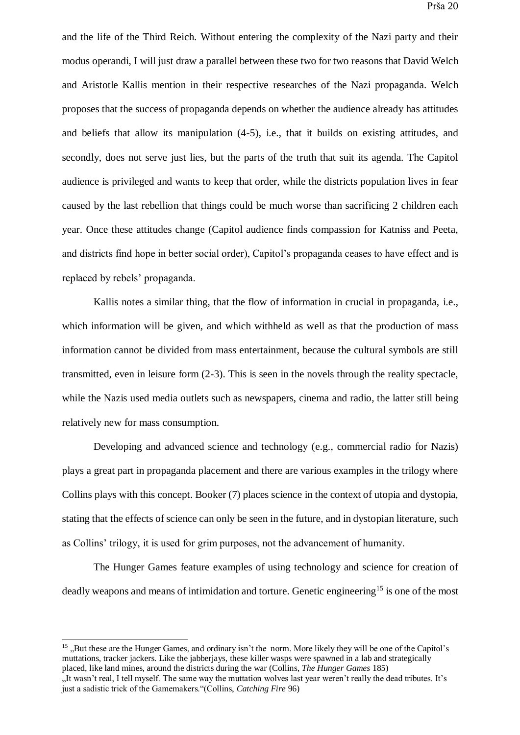and the life of the Third Reich. Without entering the complexity of the Nazi party and their modus operandi, I will just draw a parallel between these two for two reasons that David Welch and Aristotle Kallis mention in their respective researches of the Nazi propaganda. Welch proposes that the success of propaganda depends on whether the audience already has attitudes and beliefs that allow its manipulation (4-5), i.e., that it builds on existing attitudes, and secondly, does not serve just lies, but the parts of the truth that suit its agenda. The Capitol audience is privileged and wants to keep that order, while the districts population lives in fear caused by the last rebellion that things could be much worse than sacrificing 2 children each year. Once these attitudes change (Capitol audience finds compassion for Katniss and Peeta, and districts find hope in better social order), Capitol's propaganda ceases to have effect and is replaced by rebels' propaganda.

Kallis notes a similar thing, that the flow of information in crucial in propaganda, i.e., which information will be given, and which withheld as well as that the production of mass information cannot be divided from mass entertainment, because the cultural symbols are still transmitted, even in leisure form (2-3). This is seen in the novels through the reality spectacle, while the Nazis used media outlets such as newspapers, cinema and radio, the latter still being relatively new for mass consumption.

Developing and advanced science and technology (e.g., commercial radio for Nazis) plays a great part in propaganda placement and there are various examples in the trilogy where Collins plays with this concept. Booker (7) places science in the context of utopia and dystopia, stating that the effects of science can only be seen in the future, and in dystopian literature, such as Collins' trilogy, it is used for grim purposes, not the advancement of humanity.

The Hunger Games feature examples of using technology and science for creation of deadly weapons and means of intimidation and torture. Genetic engineering[15] is one of the most

---

[15] „But these are the Hunger Games, and ordinary isn't the norm. More likely they will be one of the Capitol's muttations, tracker jackers. Like the jabberjays, these killer wasps were spawned in a lab and strategically placed, like land mines, around the districts during the war (Collins, *The Hunger Games* 185)
„It wasn't real, I tell myself. The same way the muttation wolves last year weren't really the dead tributes. It's just a sadistic trick of the Gamemakers."(Collins, *Catching Fire* 96)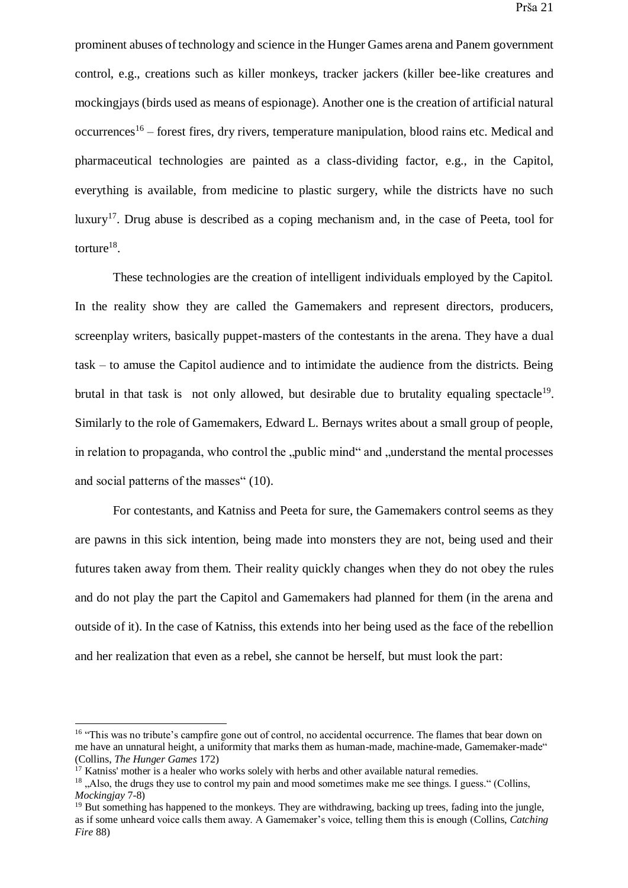prominent abuses of technology and science in the Hunger Games arena and Panem government control, e.g., creations such as killer monkeys, tracker jackers (killer bee-like creatures and mockingjays (birds used as means of espionage). Another one is the creation of artificial natural occurrences[16] – forest fires, dry rivers, temperature manipulation, blood rains etc. Medical and pharmaceutical technologies are painted as a class-dividing factor, e.g., in the Capitol, everything is available, from medicine to plastic surgery, while the districts have no such luxury[17]. Drug abuse is described as a coping mechanism and, in the case of Peeta, tool for torture[18].

These technologies are the creation of intelligent individuals employed by the Capitol. In the reality show they are called the Gamemakers and represent directors, producers, screenplay writers, basically puppet-masters of the contestants in the arena. They have a dual task – to amuse the Capitol audience and to intimidate the audience from the districts. Being brutal in that task is not only allowed, but desirable due to brutality equaling spectacle[19]. Similarly to the role of Gamemakers, Edward L. Bernays writes about a small group of people, in relation to propaganda, who control the „public mind“ and „understand the mental processes and social patterns of the masses“ (10).

For contestants, and Katniss and Peeta for sure, the Gamemakers control seems as they are pawns in this sick intention, being made into monsters they are not, being used and their futures taken away from them. Their reality quickly changes when they do not obey the rules and do not play the part the Capitol and Gamemakers had planned for them (in the arena and outside of it). In the case of Katniss, this extends into her being used as the face of the rebellion and her realization that even as a rebel, she cannot be herself, but must look the part:

---

[16] "This was no tribute's campfire gone out of control, no accidental occurrence. The flames that bear down on me have an unnatural height, a uniformity that marks them as human-made, machine-made, Gamemaker-made" (Collins, *The Hunger Games* 172)

[17] Katniss' mother is a healer who works solely with herbs and other available natural remedies.

[18] „Also, the drugs they use to control my pain and mood sometimes make me see things. I guess." (Collins, *Mockingjay* 7-8)

[19] But something has happened to the monkeys. They are withdrawing, backing up trees, fading into the jungle, as if some unheard voice calls them away. A Gamemaker's voice, telling them this is enough (Collins, *Catching Fire* 88)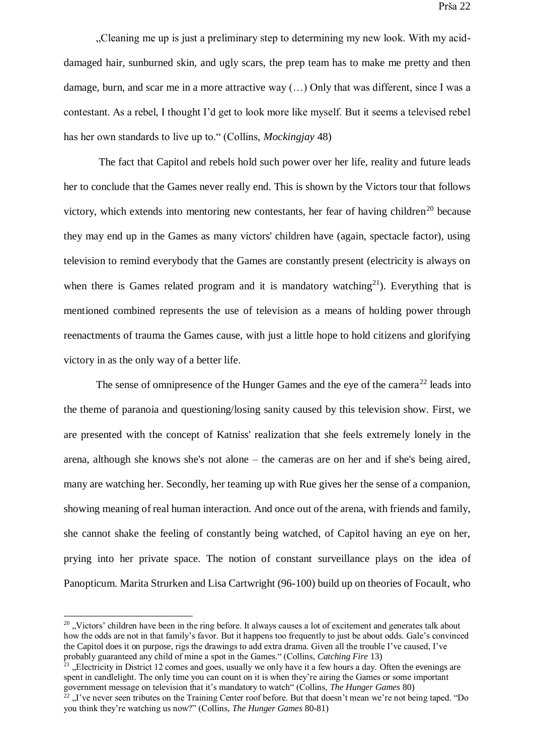„Cleaning me up is just a preliminary step to determining my new look. With my acid-damaged hair, sunburned skin, and ugly scars, the prep team has to make me pretty and then damage, burn, and scar me in a more attractive way (…) Only that was different, since I was a contestant. As a rebel, I thought I'd get to look more like myself. But it seems a televised rebel has her own standards to live up to." (Collins, *Mockingjay* 48)

The fact that Capitol and rebels hold such power over her life, reality and future leads her to conclude that the Games never really end. This is shown by the Victors tour that follows victory, which extends into mentoring new contestants, her fear of having children[20] because they may end up in the Games as many victors' children have (again, spectacle factor), using television to remind everybody that the Games are constantly present (electricity is always on when there is Games related program and it is mandatory watching[21]). Everything that is mentioned combined represents the use of television as a means of holding power through reenactments of trauma the Games cause, with just a little hope to hold citizens and glorifying victory in as the only way of a better life.

The sense of omnipresence of the Hunger Games and the eye of the camera[22] leads into the theme of paranoia and questioning/losing sanity caused by this television show. First, we are presented with the concept of Katniss' realization that she feels extremely lonely in the arena, although she knows she's not alone – the cameras are on her and if she's being aired, many are watching her. Secondly, her teaming up with Rue gives her the sense of a companion, showing meaning of real human interaction. And once out of the arena, with friends and family, she cannot shake the feeling of constantly being watched, of Capitol having an eye on her, prying into her private space. The notion of constant surveillance plays on the idea of Panopticum. Marita Strurken and Lisa Cartwright (96-100) build up on theories of Focault, who

---

[20] „Victors' children have been in the ring before. It always causes a lot of excitement and generates talk about how the odds are not in that family's favor. But it happens too frequently to just be about odds. Gale's convinced the Capitol does it on purpose, rigs the drawings to add extra drama. Given all the trouble I've caused, I've probably guaranteed any child of mine a spot in the Games." (Collins, *Catching Fire* 13)

[21] „Electricity in District 12 comes and goes, usually we only have it a few hours a day. Often the evenings are spent in candlelight. The only time you can count on it is when they're airing the Games or some important government message on television that it's mandatory to watch" (Collins, *The Hunger Games* 80)

[22] „I've never seen tributes on the Training Center roof before. But that doesn't mean we're not being taped. "Do you think they're watching us now?" (Collins, *The Hunger Games* 80-81)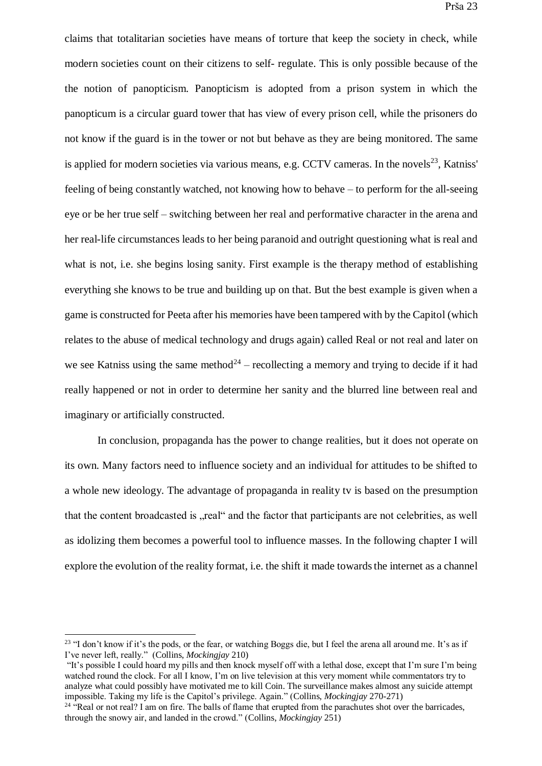claims that totalitarian societies have means of torture that keep the society in check, while modern societies count on their citizens to self- regulate. This is only possible because of the the notion of panopticism. Panopticism is adopted from a prison system in which the panopticum is a circular guard tower that has view of every prison cell, while the prisoners do not know if the guard is in the tower or not but behave as they are being monitored. The same is applied for modern societies via various means, e.g. CCTV cameras. In the novels[23], Katniss' feeling of being constantly watched, not knowing how to behave – to perform for the all-seeing eye or be her true self – switching between her real and performative character in the arena and her real-life circumstances leads to her being paranoid and outright questioning what is real and what is not, i.e. she begins losing sanity. First example is the therapy method of establishing everything she knows to be true and building up on that. But the best example is given when a game is constructed for Peeta after his memories have been tampered with by the Capitol (which relates to the abuse of medical technology and drugs again) called Real or not real and later on we see Katniss using the same method[24] – recollecting a memory and trying to decide if it had really happened or not in order to determine her sanity and the blurred line between real and imaginary or artificially constructed.

In conclusion, propaganda has the power to change realities, but it does not operate on its own. Many factors need to influence society and an individual for attitudes to be shifted to a whole new ideology. The advantage of propaganda in reality tv is based on the presumption that the content broadcasted is „real" and the factor that participants are not celebrities, as well as idolizing them becomes a powerful tool to influence masses. In the following chapter I will explore the evolution of the reality format, i.e. the shift it made towards the internet as a channel

---

[23] "I don't know if it's the pods, or the fear, or watching Boggs die, but I feel the arena all around me. It's as if I've never left, really." (Collins, *Mockingjay* 210)

"It's possible I could hoard my pills and then knock myself off with a lethal dose, except that I'm sure I'm being watched round the clock. For all I know, I'm on live television at this very moment while commentators try to analyze what could possibly have motivated me to kill Coin. The surveillance makes almost any suicide attempt impossible. Taking my life is the Capitol's privilege. Again." (Collins, *Mockingjay* 270-271)

[24] "Real or not real? I am on fire. The balls of flame that erupted from the parachutes shot over the barricades, through the snowy air, and landed in the crowd." (Collins, *Mockingjay* 251)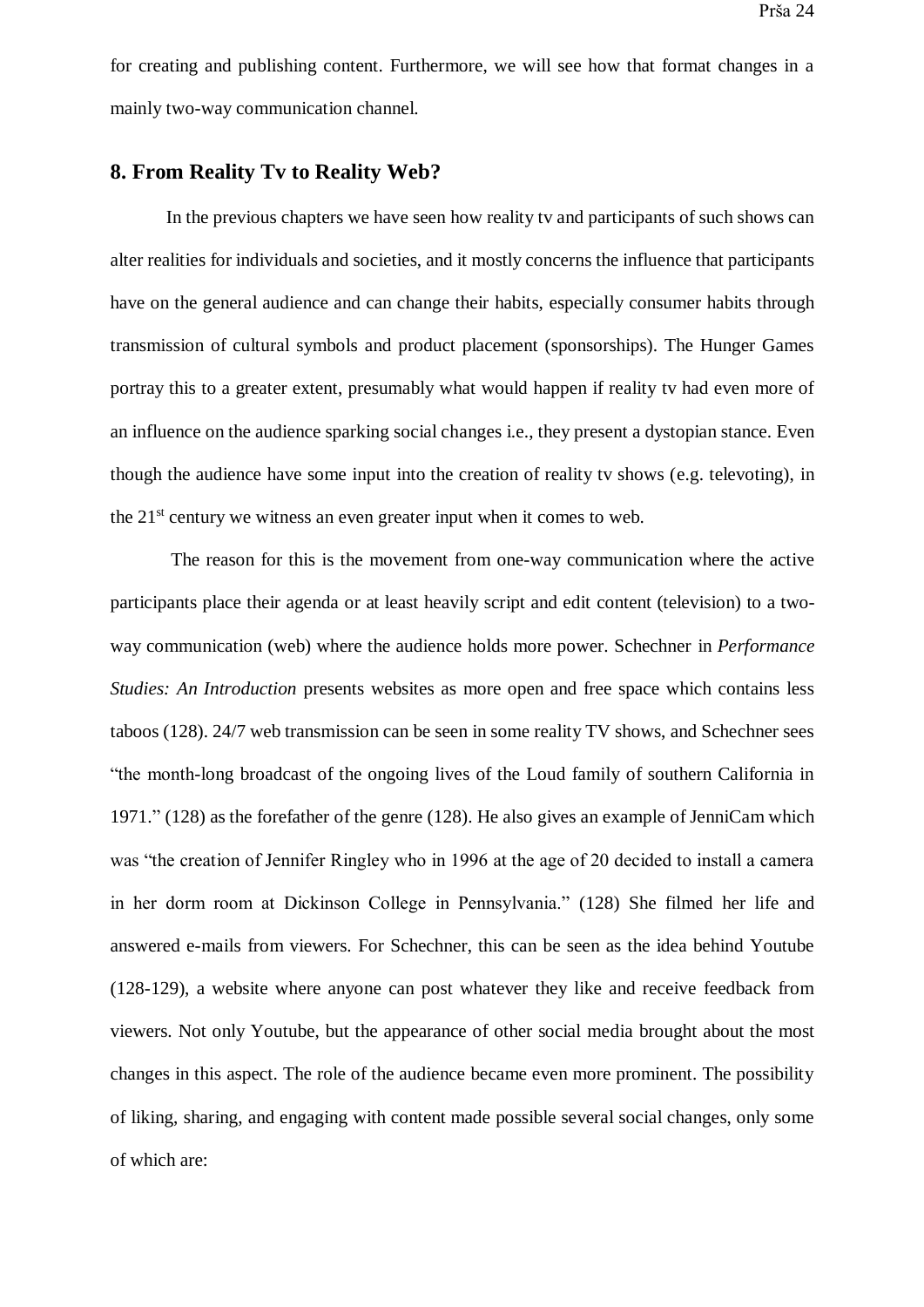for creating and publishing content. Furthermore, we will see how that format changes in a mainly two-way communication channel.

## 8. From Reality Tv to Reality Web?

In the previous chapters we have seen how reality tv and participants of such shows can alter realities for individuals and societies, and it mostly concerns the influence that participants have on the general audience and can change their habits, especially consumer habits through transmission of cultural symbols and product placement (sponsorships). The Hunger Games portray this to a greater extent, presumably what would happen if reality tv had even more of an influence on the audience sparking social changes i.e., they present a dystopian stance. Even though the audience have some input into the creation of reality tv shows (e.g. televoting), in the 21st century we witness an even greater input when it comes to web.

The reason for this is the movement from one-way communication where the active participants place their agenda or at least heavily script and edit content (television) to a two-way communication (web) where the audience holds more power. Schechner in *Performance Studies: An Introduction* presents websites as more open and free space which contains less taboos (128). 24/7 web transmission can be seen in some reality TV shows, and Schechner sees "the month-long broadcast of the ongoing lives of the Loud family of southern California in 1971." (128) as the forefather of the genre (128). He also gives an example of JenniCam which was "the creation of Jennifer Ringley who in 1996 at the age of 20 decided to install a camera in her dorm room at Dickinson College in Pennsylvania." (128) She filmed her life and answered e-mails from viewers. For Schechner, this can be seen as the idea behind Youtube (128-129), a website where anyone can post whatever they like and receive feedback from viewers. Not only Youtube, but the appearance of other social media brought about the most changes in this aspect. The role of the audience became even more prominent. The possibility of liking, sharing, and engaging with content made possible several social changes, only some of which are: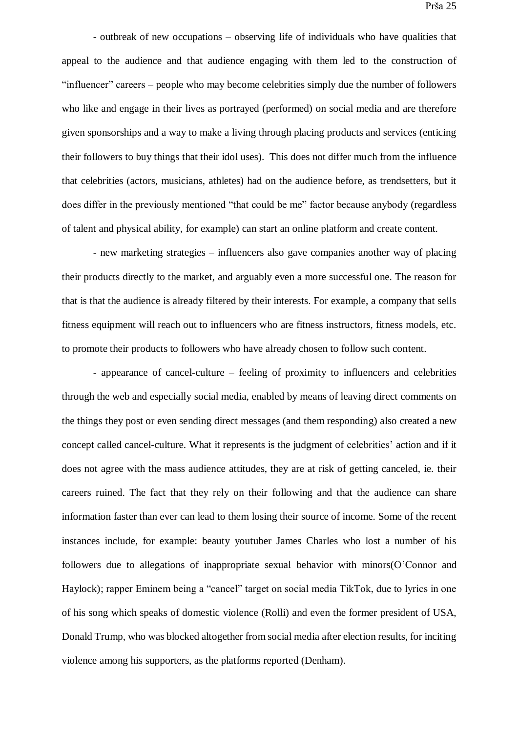- outbreak of new occupations – observing life of individuals who have qualities that appeal to the audience and that audience engaging with them led to the construction of "influencer" careers – people who may become celebrities simply due the number of followers who like and engage in their lives as portrayed (performed) on social media and are therefore given sponsorships and a way to make a living through placing products and services (enticing their followers to buy things that their idol uses). This does not differ much from the influence that celebrities (actors, musicians, athletes) had on the audience before, as trendsetters, but it does differ in the previously mentioned "that could be me" factor because anybody (regardless of talent and physical ability, for example) can start an online platform and create content.

- new marketing strategies – influencers also gave companies another way of placing their products directly to the market, and arguably even a more successful one. The reason for that is that the audience is already filtered by their interests. For example, a company that sells fitness equipment will reach out to influencers who are fitness instructors, fitness models, etc. to promote their products to followers who have already chosen to follow such content.

- appearance of cancel-culture – feeling of proximity to influencers and celebrities through the web and especially social media, enabled by means of leaving direct comments on the things they post or even sending direct messages (and them responding) also created a new concept called cancel-culture. What it represents is the judgment of celebrities' action and if it does not agree with the mass audience attitudes, they are at risk of getting canceled, ie. their careers ruined. The fact that they rely on their following and that the audience can share information faster than ever can lead to them losing their source of income. Some of the recent instances include, for example: beauty youtuber James Charles who lost a number of his followers due to allegations of inappropriate sexual behavior with minors(O'Connor and Haylock); rapper Eminem being a "cancel" target on social media TikTok, due to lyrics in one of his song which speaks of domestic violence (Rolli) and even the former president of USA, Donald Trump, who was blocked altogether from social media after election results, for inciting violence among his supporters, as the platforms reported (Denham).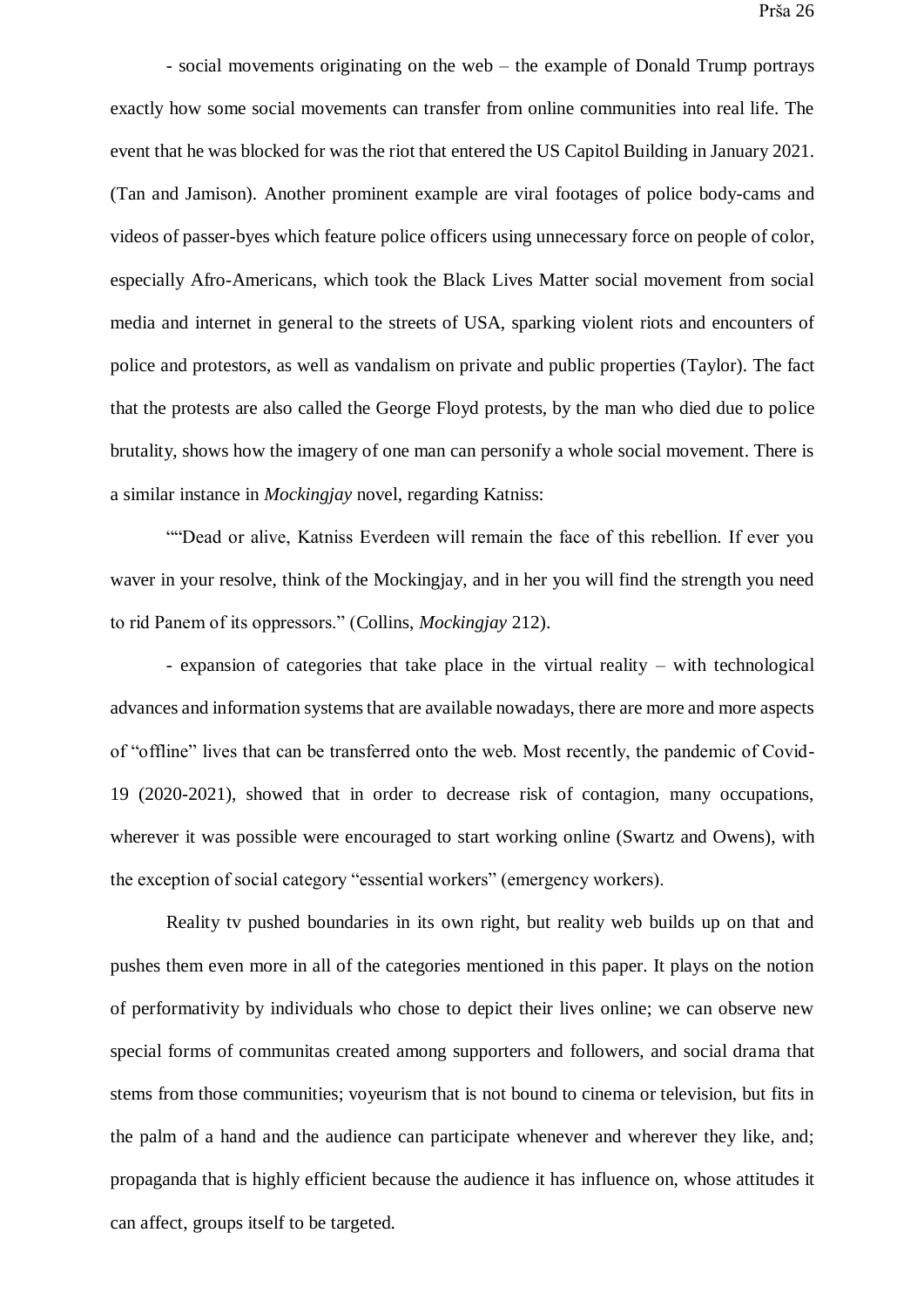- social movements originating on the web – the example of Donald Trump portrays exactly how some social movements can transfer from online communities into real life. The event that he was blocked for was the riot that entered the US Capitol Building in January 2021. (Tan and Jamison). Another prominent example are viral footages of police body-cams and videos of passer-byes which feature police officers using unnecessary force on people of color, especially Afro-Americans, which took the Black Lives Matter social movement from social media and internet in general to the streets of USA, sparking violent riots and encounters of police and protestors, as well as vandalism on private and public properties (Taylor). The fact that the protests are also called the George Floyd protests, by the man who died due to police brutality, shows how the imagery of one man can personify a whole social movement. There is a similar instance in *Mockingjay* novel, regarding Katniss:

""Dead or alive, Katniss Everdeen will remain the face of this rebellion. If ever you waver in your resolve, think of the Mockingjay, and in her you will find the strength you need to rid Panem of its oppressors." (Collins, *Mockingjay* 212).

- expansion of categories that take place in the virtual reality – with technological advances and information systems that are available nowadays, there are more and more aspects of "offline" lives that can be transferred onto the web. Most recently, the pandemic of Covid-19 (2020-2021), showed that in order to decrease risk of contagion, many occupations, wherever it was possible were encouraged to start working online (Swartz and Owens), with the exception of social category "essential workers" (emergency workers).

Reality tv pushed boundaries in its own right, but reality web builds up on that and pushes them even more in all of the categories mentioned in this paper. It plays on the notion of performativity by individuals who chose to depict their lives online; we can observe new special forms of communitas created among supporters and followers, and social drama that stems from those communities; voyeurism that is not bound to cinema or television, but fits in the palm of a hand and the audience can participate whenever and wherever they like, and; propaganda that is highly efficient because the audience it has influence on, whose attitudes it can affect, groups itself to be targeted.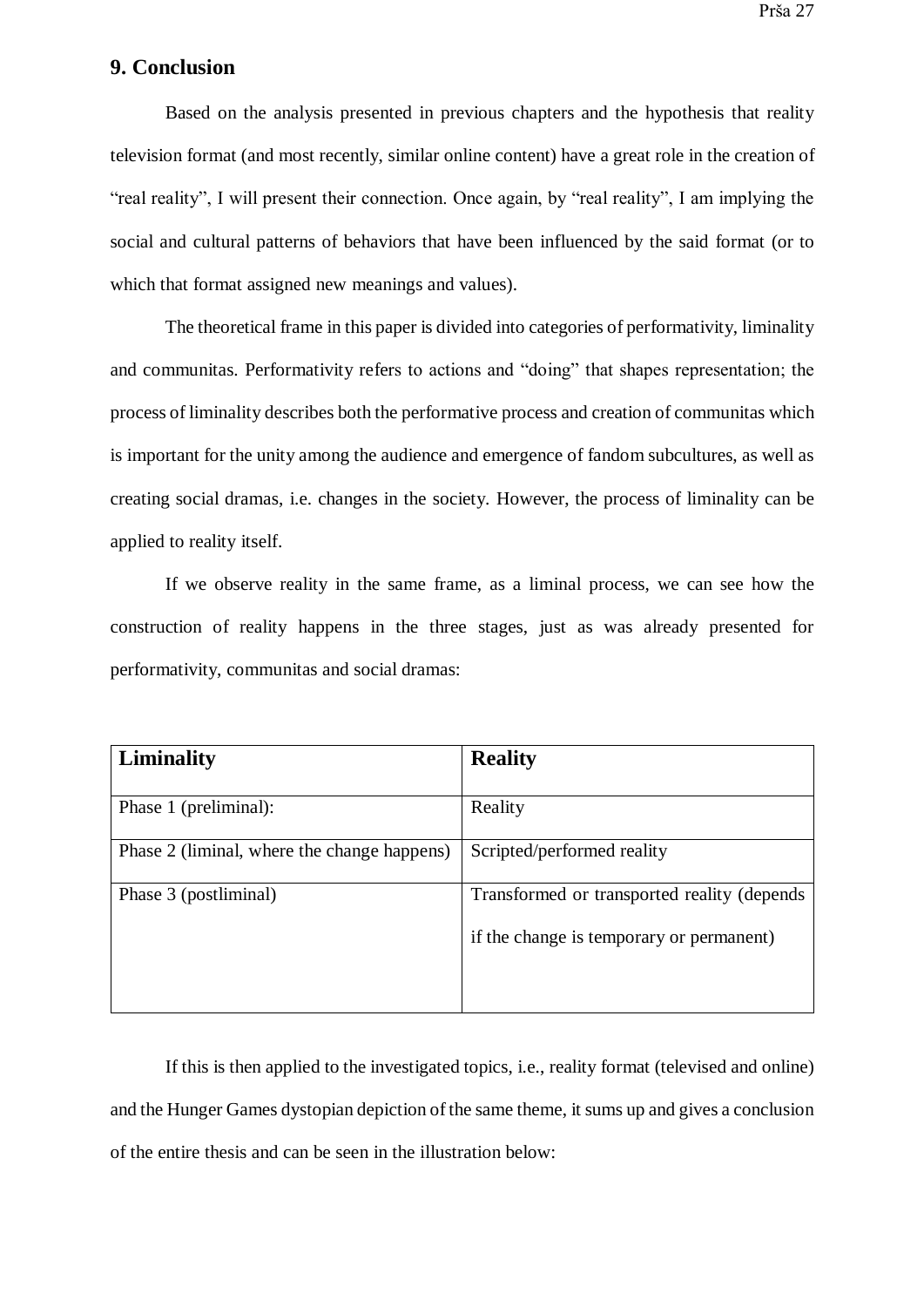## 9. Conclusion

Based on the analysis presented in previous chapters and the hypothesis that reality television format (and most recently, similar online content) have a great role in the creation of "real reality", I will present their connection. Once again, by "real reality", I am implying the social and cultural patterns of behaviors that have been influenced by the said format (or to which that format assigned new meanings and values).

The theoretical frame in this paper is divided into categories of performativity, liminality and communitas. Performativity refers to actions and "doing" that shapes representation; the process of liminality describes both the performative process and creation of communitas which is important for the unity among the audience and emergence of fandom subcultures, as well as creating social dramas, i.e. changes in the society. However, the process of liminality can be applied to reality itself.

If we observe reality in the same frame, as a liminal process, we can see how the construction of reality happens in the three stages, just as was already presented for performativity, communitas and social dramas:

| **Liminality** | **Reality** |
| --- | --- |
| Phase 1 (preliminal): | Reality |
| Phase 2 (liminal, where the change happens) | Scripted/performed reality |
| Phase 3 (postliminal) | Transformed or transported reality (depends if the change is temporary or permanent) |

If this is then applied to the investigated topics, i.e., reality format (televised and online) and the Hunger Games dystopian depiction of the same theme, it sums up and gives a conclusion of the entire thesis and can be seen in the illustration below: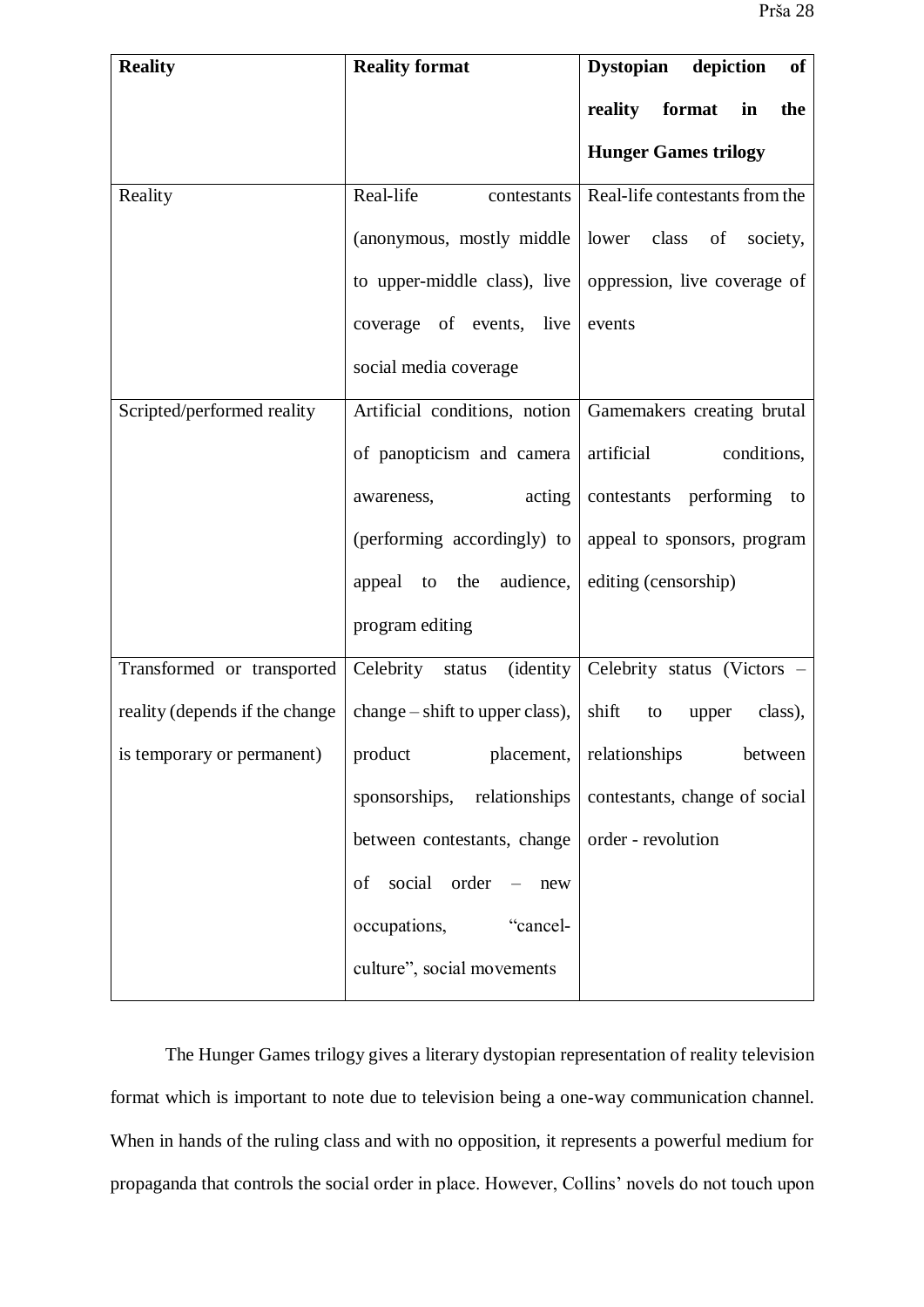| Reality | Reality format | Dystopian depiction of reality format in the Hunger Games trilogy |
|---|---|---|
| Reality | Real-life contestants (anonymous, mostly middle to upper-middle class), live coverage of events, live social media coverage | Real-life contestants from the lower class of society, oppression, live coverage of events |
| Scripted/performed reality | Artificial conditions, notion of panopticism and camera awareness, acting (performing accordingly) to appeal to the audience, program editing | Gamemakers creating brutal artificial conditions, contestants performing to appeal to sponsors, program editing (censorship) |
| Transformed or transported reality (depends if the change is temporary or permanent) | Celebrity status (identity change – shift to upper class), product placement, sponsorships, relationships between contestants, change of social order – new occupations, "cancel-culture", social movements | Celebrity status (Victors – shift to upper class), relationships between contestants, change of social order - revolution |

The Hunger Games trilogy gives a literary dystopian representation of reality television format which is important to note due to television being a one-way communication channel. When in hands of the ruling class and with no opposition, it represents a powerful medium for propaganda that controls the social order in place. However, Collins' novels do not touch upon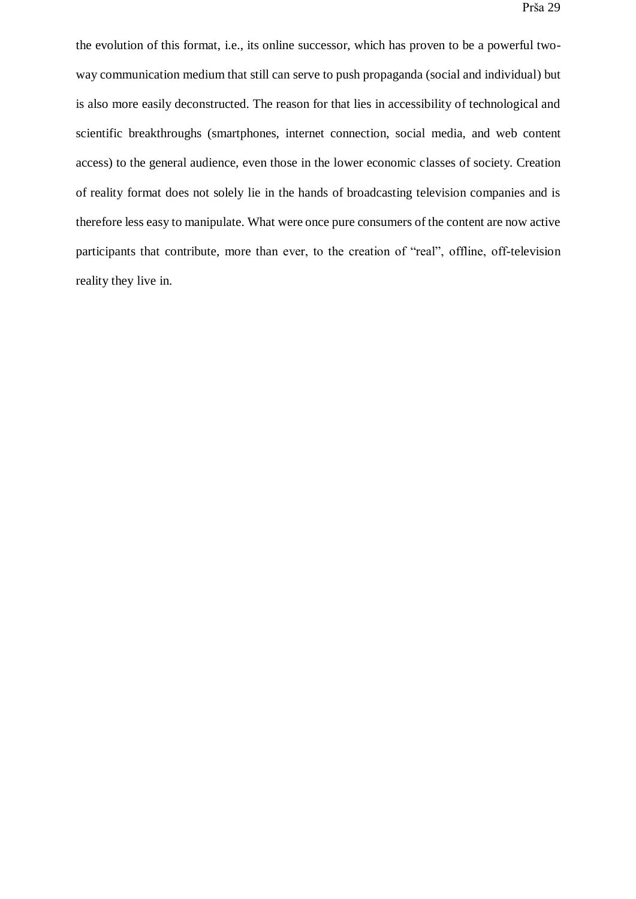the evolution of this format, i.e., its online successor, which has proven to be a powerful two-way communication medium that still can serve to push propaganda (social and individual) but is also more easily deconstructed. The reason for that lies in accessibility of technological and scientific breakthroughs (smartphones, internet connection, social media, and web content access) to the general audience, even those in the lower economic classes of society. Creation of reality format does not solely lie in the hands of broadcasting television companies and is therefore less easy to manipulate. What were once pure consumers of the content are now active participants that contribute, more than ever, to the creation of "real", offline, off-television reality they live in.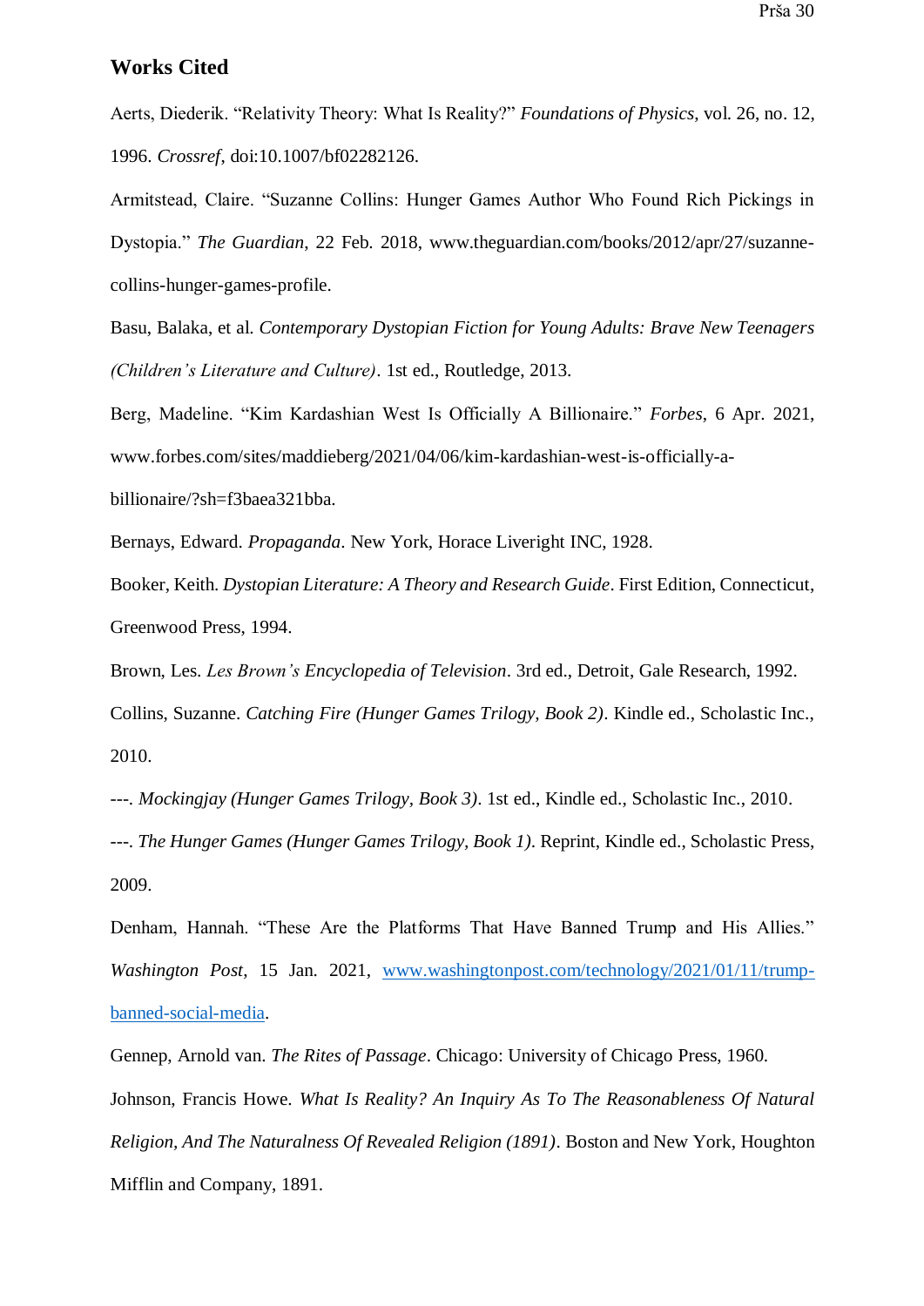## Works Cited

Aerts, Diederik. "Relativity Theory: What Is Reality?" *Foundations of Physics*, vol. 26, no. 12, 1996. *Crossref*, doi:10.1007/bf02282126.

Armitstead, Claire. "Suzanne Collins: Hunger Games Author Who Found Rich Pickings in Dystopia." *The Guardian*, 22 Feb. 2018, www.theguardian.com/books/2012/apr/27/suzanne-collins-hunger-games-profile.

Basu, Balaka, et al. *Contemporary Dystopian Fiction for Young Adults: Brave New Teenagers (Children's Literature and Culture)*. 1st ed., Routledge, 2013.

Berg, Madeline. "Kim Kardashian West Is Officially A Billionaire." *Forbes*, 6 Apr. 2021, www.forbes.com/sites/maddieberg/2021/04/06/kim-kardashian-west-is-officially-a-billionaire/?sh=f3baea321bba.

Bernays, Edward. *Propaganda*. New York, Horace Liveright INC, 1928.

Booker, Keith. *Dystopian Literature: A Theory and Research Guide*. First Edition, Connecticut, Greenwood Press, 1994.

Brown, Les. *Les Brown's Encyclopedia of Television*. 3rd ed., Detroit, Gale Research, 1992.

Collins, Suzanne. *Catching Fire (Hunger Games Trilogy, Book 2)*. Kindle ed., Scholastic Inc., 2010.

---. *Mockingjay (Hunger Games Trilogy, Book 3)*. 1st ed., Kindle ed., Scholastic Inc., 2010.

---. *The Hunger Games (Hunger Games Trilogy, Book 1)*. Reprint, Kindle ed., Scholastic Press, 2009.

Denham, Hannah. "These Are the Platforms That Have Banned Trump and His Allies." *Washington Post*, 15 Jan. 2021, www.washingtonpost.com/technology/2021/01/11/trump-banned-social-media.

Gennep, Arnold van. *The Rites of Passage*. Chicago: University of Chicago Press, 1960.

Johnson, Francis Howe. *What Is Reality? An Inquiry As To The Reasonableness Of Natural Religion, And The Naturalness Of Revealed Religion (1891)*. Boston and New York, Houghton Mifflin and Company, 1891.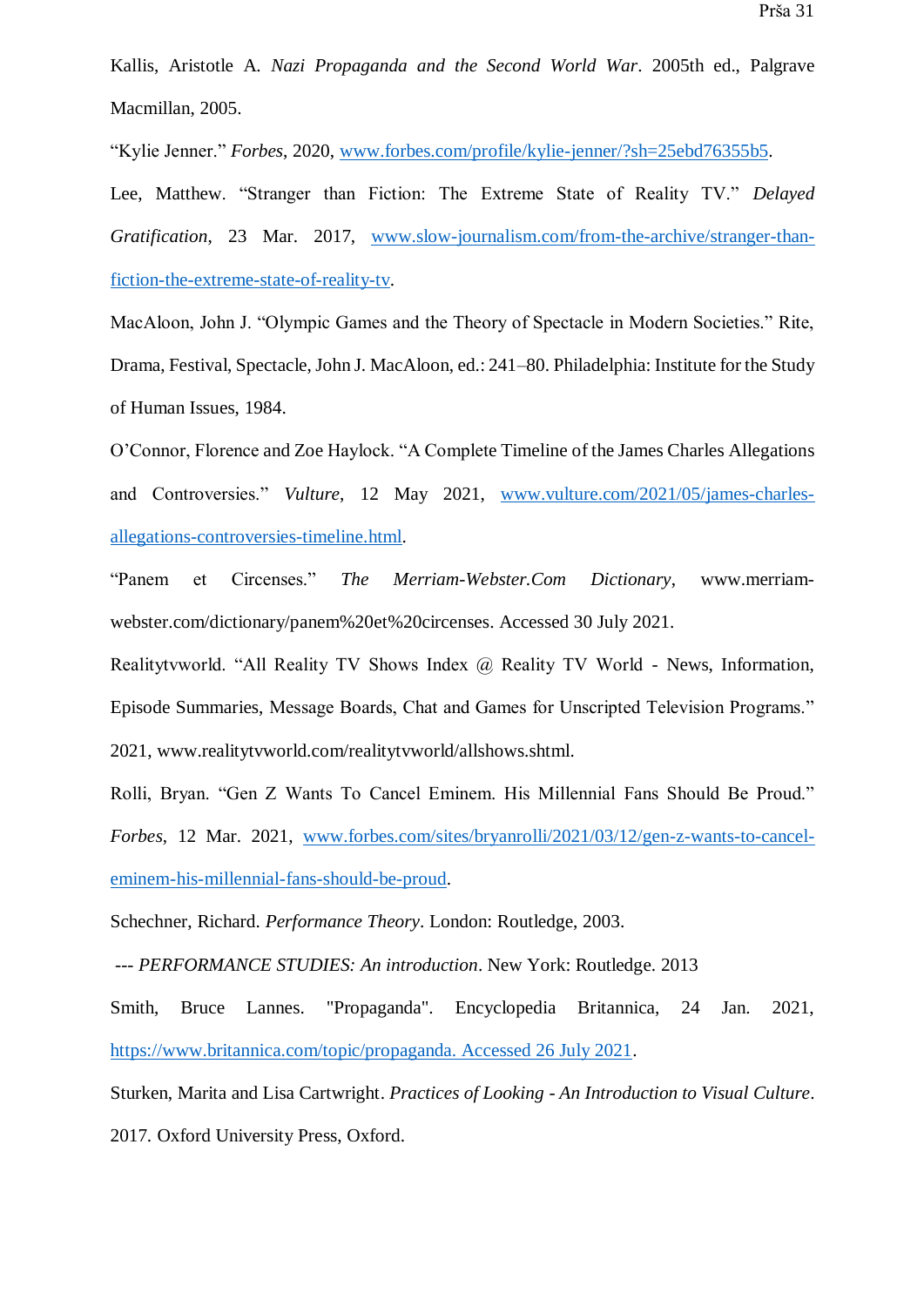Kallis, Aristotle A. *Nazi Propaganda and the Second World War*. 2005th ed., Palgrave Macmillan, 2005.

“Kylie Jenner.” *Forbes*, 2020, www.forbes.com/profile/kylie-jenner/?sh=25ebd76355b5.

Lee, Matthew. “Stranger than Fiction: The Extreme State of Reality TV.” *Delayed Gratification*, 23 Mar. 2017, www.slow-journalism.com/from-the-archive/stranger-than-fiction-the-extreme-state-of-reality-tv.

MacAloon, John J. “Olympic Games and the Theory of Spectacle in Modern Societies.” Rite, Drama, Festival, Spectacle, John J. MacAloon, ed.: 241–80. Philadelphia: Institute for the Study of Human Issues, 1984.

O’Connor, Florence and Zoe Haylock. “A Complete Timeline of the James Charles Allegations and Controversies.” *Vulture*, 12 May 2021, www.vulture.com/2021/05/james-charles-allegations-controversies-timeline.html.

“Panem et Circenses.” *The Merriam-Webster.Com Dictionary*, www.merriam-webster.com/dictionary/panem%20et%20circenses. Accessed 30 July 2021.

Realitytvworld. “All Reality TV Shows Index @ Reality TV World - News, Information, Episode Summaries, Message Boards, Chat and Games for Unscripted Television Programs.” 2021, www.realitytvworld.com/realitytvworld/allshows.shtml.

Rolli, Bryan. “Gen Z Wants To Cancel Eminem. His Millennial Fans Should Be Proud.” *Forbes*, 12 Mar. 2021, www.forbes.com/sites/bryanrolli/2021/03/12/gen-z-wants-to-cancel-eminem-his-millennial-fans-should-be-proud.

Schechner, Richard. *Performance Theory*. London: Routledge, 2003.

--- *PERFORMANCE STUDIES: An introduction*. New York: Routledge. 2013

Smith, Bruce Lannes. "Propaganda". Encyclopedia Britannica, 24 Jan. 2021, https://www.britannica.com/topic/propaganda. Accessed 26 July 2021.

Sturken, Marita and Lisa Cartwright. *Practices of Looking - An Introduction to Visual Culture*. 2017. Oxford University Press, Oxford.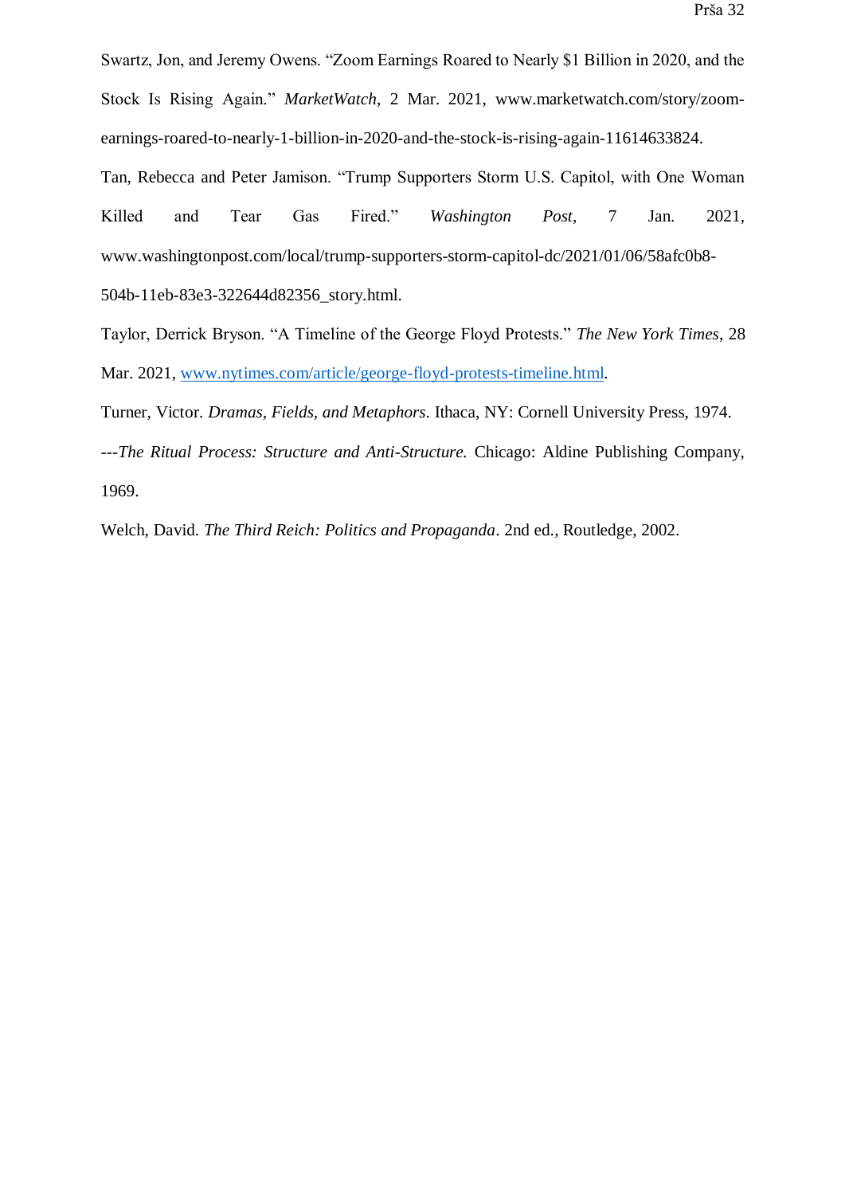Swartz, Jon, and Jeremy Owens. "Zoom Earnings Roared to Nearly $1 Billion in 2020, and the Stock Is Rising Again." *MarketWatch*, 2 Mar. 2021, www.marketwatch.com/story/zoom-earnings-roared-to-nearly-1-billion-in-2020-and-the-stock-is-rising-again-11614633824.

Tan, Rebecca and Peter Jamison. "Trump Supporters Storm U.S. Capitol, with One Woman Killed and Tear Gas Fired." *Washington Post*, 7 Jan. 2021, www.washingtonpost.com/local/trump-supporters-storm-capitol-dc/2021/01/06/58afc0b8-504b-11eb-83e3-322644d82356_story.html.

Taylor, Derrick Bryson. "A Timeline of the George Floyd Protests." *The New York Times*, 28 Mar. 2021, [www.nytimes.com/article/george-floyd-protests-timeline.html](www.nytimes.com/article/george-floyd-protests-timeline.html).

Turner, Victor. *Dramas, Fields, and Metaphors*. Ithaca, NY: Cornell University Press, 1974.

---*The Ritual Process: Structure and Anti-Structure.* Chicago: Aldine Publishing Company, 1969.

Welch, David. *The Third Reich: Politics and Propaganda*. 2nd ed., Routledge, 2002.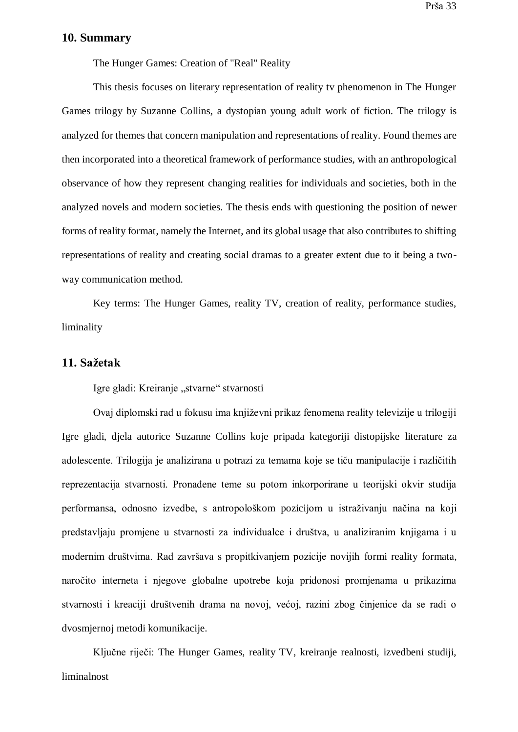## 10. Summary

The Hunger Games: Creation of "Real" Reality

This thesis focuses on literary representation of reality tv phenomenon in The Hunger Games trilogy by Suzanne Collins, a dystopian young adult work of fiction. The trilogy is analyzed for themes that concern manipulation and representations of reality. Found themes are then incorporated into a theoretical framework of performance studies, with an anthropological observance of how they represent changing realities for individuals and societies, both in the analyzed novels and modern societies. The thesis ends with questioning the position of newer forms of reality format, namely the Internet, and its global usage that also contributes to shifting representations of reality and creating social dramas to a greater extent due to it being a two-way communication method.

Key terms: The Hunger Games, reality TV, creation of reality, performance studies, liminality

## 11. Sažetak

Igre gladi: Kreiranje „stvarne“ stvarnosti

Ovaj diplomski rad u fokusu ima književni prikaz fenomena reality televizije u trilogiji Igre gladi, djela autorice Suzanne Collins koje pripada kategoriji distopijske literature za adolescente. Trilogija je analizirana u potrazi za temama koje se tiču manipulacije i različitih reprezentacija stvarnosti. Pronađene teme su potom inkorporirane u teorijski okvir studija performansa, odnosno izvedbe, s antropološkom pozicijom u istraživanju načina na koji predstavljaju promjene u stvarnosti za individualce i društva, u analiziranim knjigama i u modernim društvima. Rad završava s propitkivanjem pozicije novijih formi reality formata, naročito interneta i njegove globalne upotrebe koja pridonosi promjenama u prikazima stvarnosti i kreaciji društvenih drama na novoj, većoj, razini zbog činjenice da se radi o dvosmjernoj metodi komunikacije.

Ključne riječi: The Hunger Games, reality TV, kreiranje realnosti, izvedbeni studiji, liminalnost